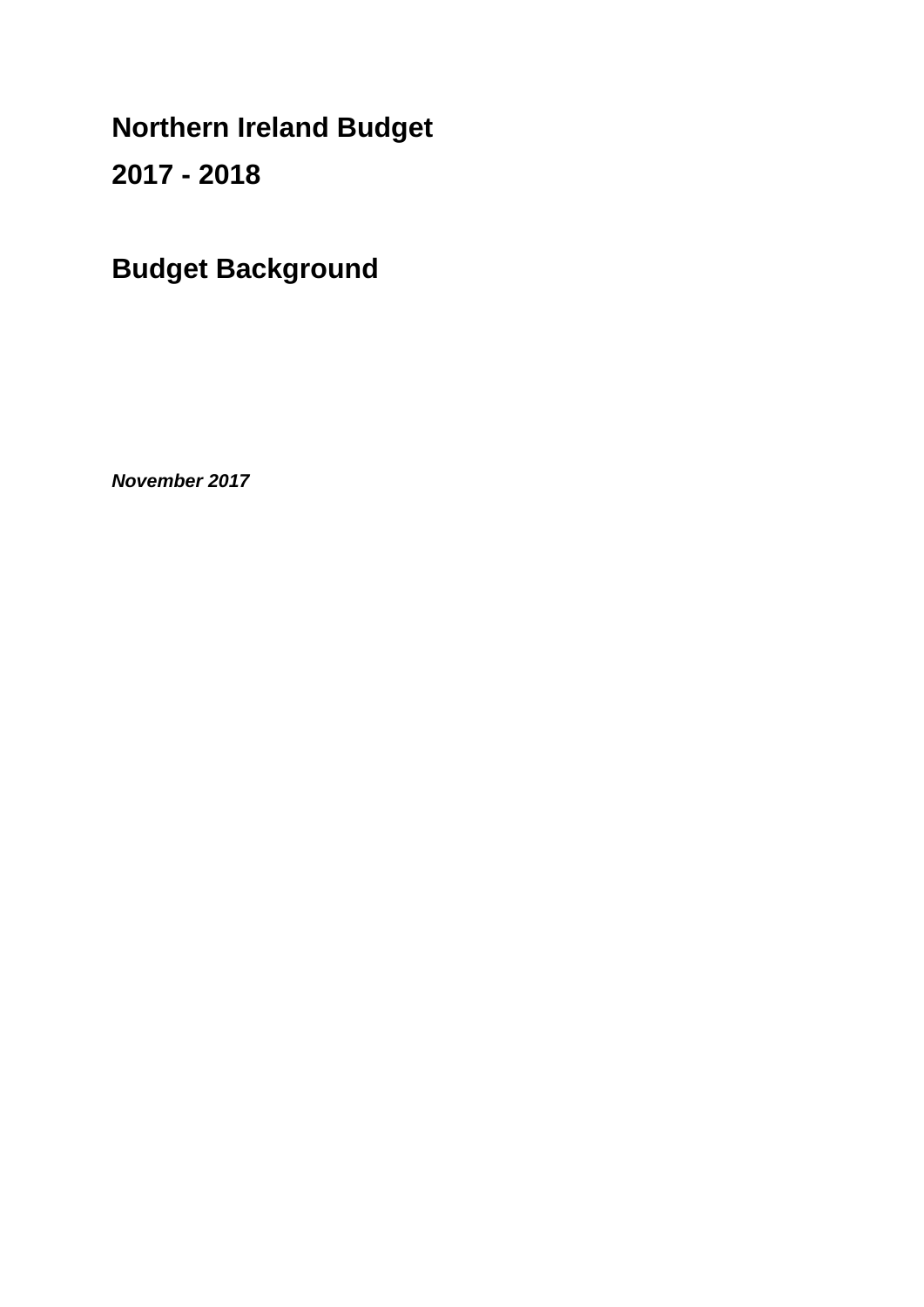# Northern Ireland Budget
# 2017 - 2018

## Budget Background

***November 2017***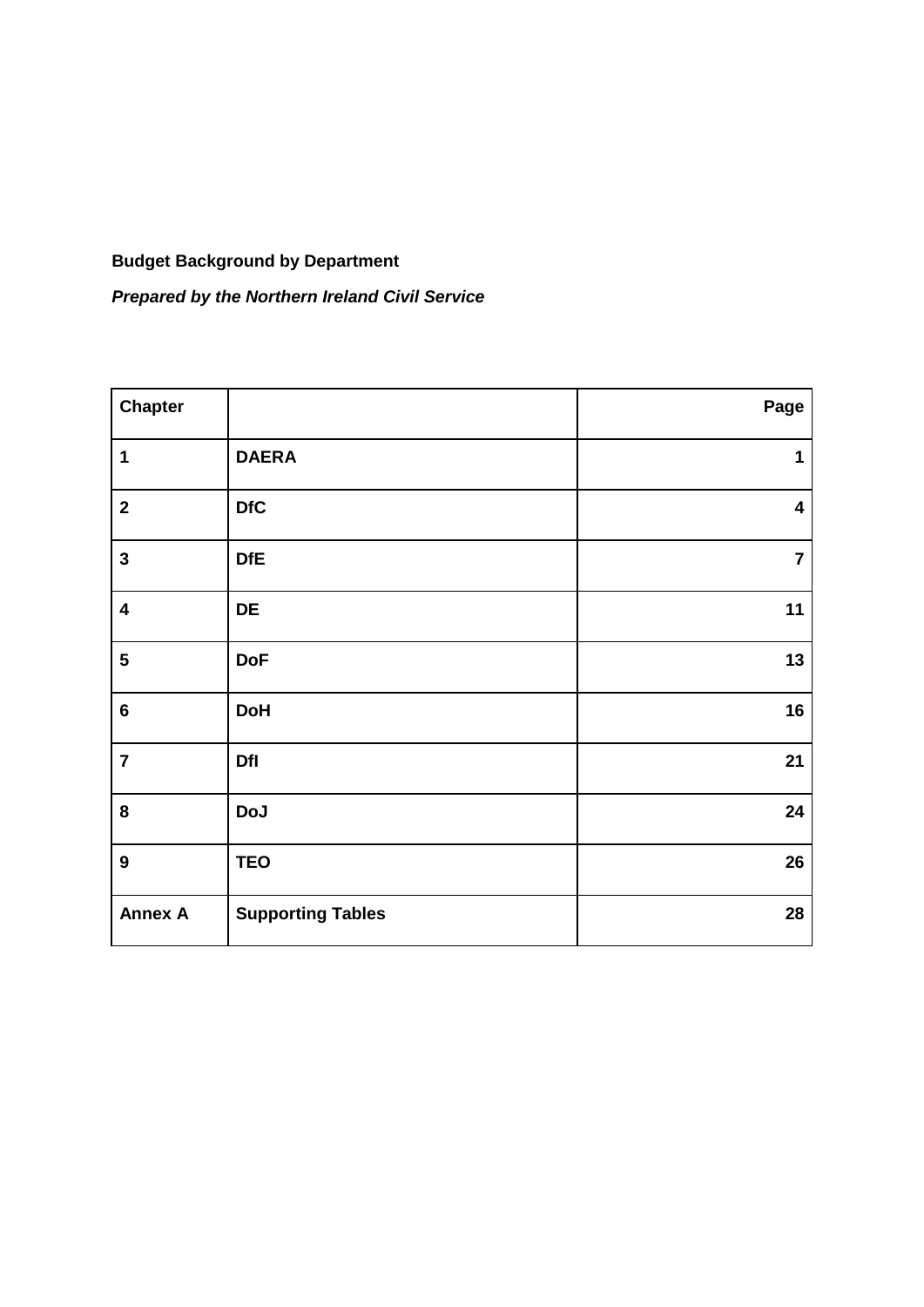**Budget Background by Department**

***Prepared by the Northern Ireland Civil Service***

| Chapter | | Page |
|---|---|---|
| 1 | DAERA | 1 |
| 2 | DfC | 4 |
| 3 | DfE | 7 |
| 4 | DE | 11 |
| 5 | DoF | 13 |
| 6 | DoH | 16 |
| 7 | DfI | 21 |
| 8 | DoJ | 24 |
| 9 | TEO | 26 |
| Annex A | Supporting Tables | 28 |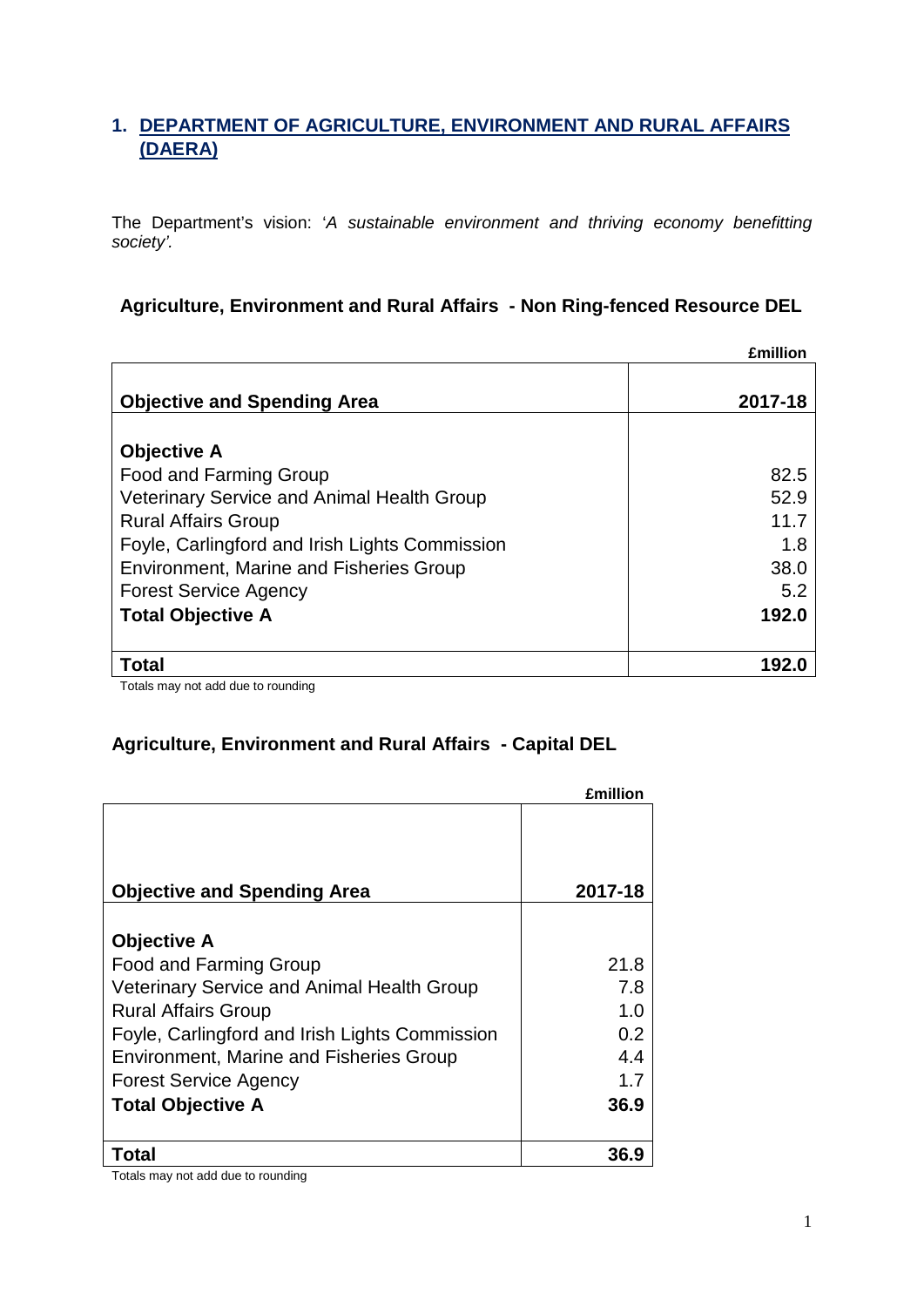## 1. DEPARTMENT OF AGRICULTURE, ENVIRONMENT AND RURAL AFFAIRS (DAERA)

The Department's vision: '*A sustainable environment and thriving economy benefitting society'.*

### Agriculture, Environment and Rural Affairs - Non Ring-fenced Resource DEL

**£million**

| **Objective and Spending Area** | **2017-18** |
|---|---|
| **Objective A** | |
| Food and Farming Group | 82.5 |
| Veterinary Service and Animal Health Group | 52.9 |
| Rural Affairs Group | 11.7 |
| Foyle, Carlingford and Irish Lights Commission | 1.8 |
| Environment, Marine and Fisheries Group | 38.0 |
| Forest Service Agency | 5.2 |
| **Total Objective A** | **192.0** |
| **Total** | **192.0** |

Totals may not add due to rounding

### Agriculture, Environment and Rural Affairs - Capital DEL

**£million**

| **Objective and Spending Area** | **2017-18** |
|---|---|
| **Objective A** | |
| Food and Farming Group | 21.8 |
| Veterinary Service and Animal Health Group | 7.8 |
| Rural Affairs Group | 1.0 |
| Foyle, Carlingford and Irish Lights Commission | 0.2 |
| Environment, Marine and Fisheries Group | 4.4 |
| Forest Service Agency | 1.7 |
| **Total Objective A** | **36.9** |
| **Total** | **36.9** |

Totals may not add due to rounding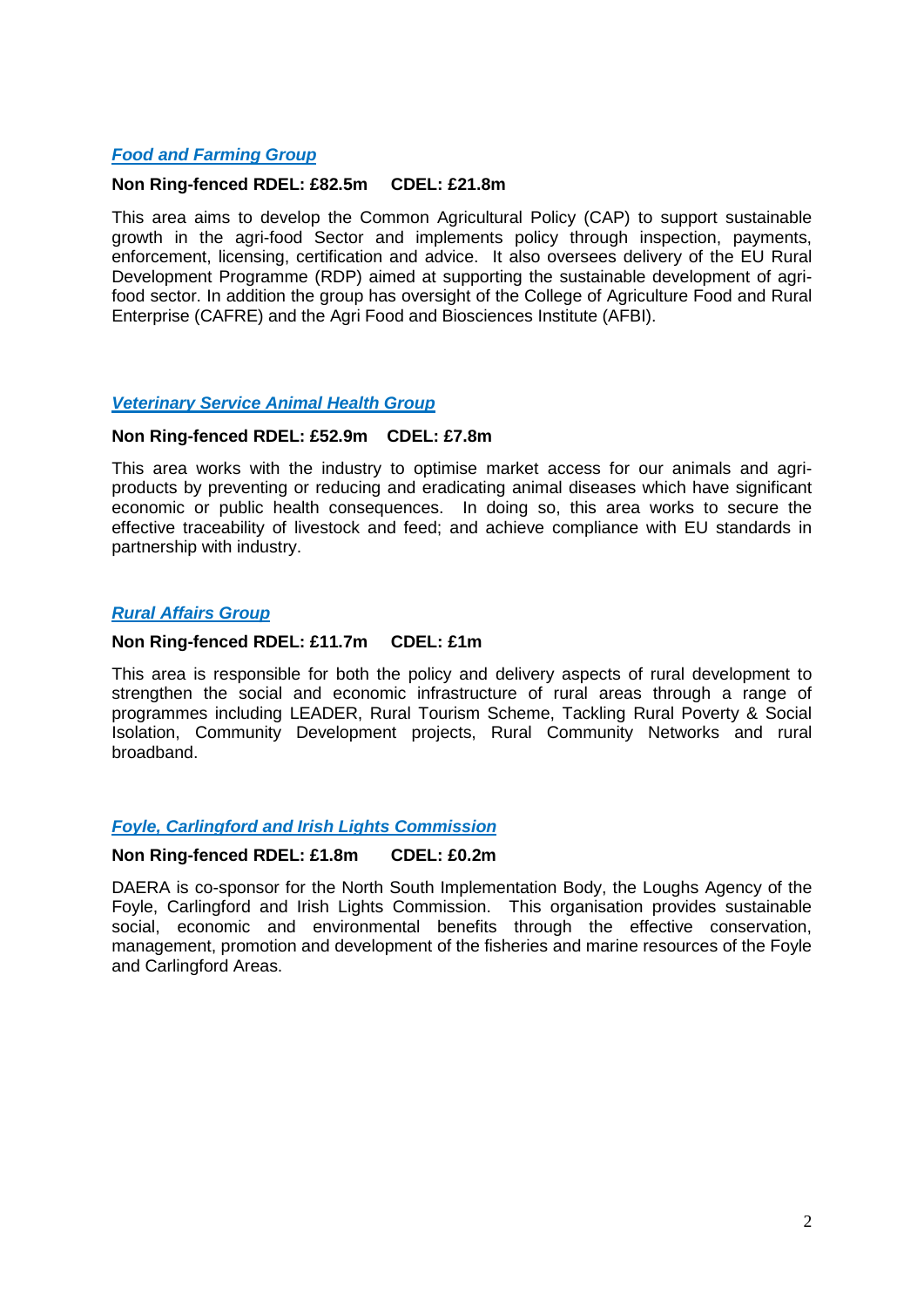### *Food and Farming Group*

**Non Ring-fenced RDEL: £82.5m    CDEL: £21.8m**

This area aims to develop the Common Agricultural Policy (CAP) to support sustainable growth in the agri-food Sector and implements policy through inspection, payments, enforcement, licensing, certification and advice. It also oversees delivery of the EU Rural Development Programme (RDP) aimed at supporting the sustainable development of agri-food sector. In addition the group has oversight of the College of Agriculture Food and Rural Enterprise (CAFRE) and the Agri Food and Biosciences Institute (AFBI).

### *Veterinary Service Animal Health Group*

**Non Ring-fenced RDEL: £52.9m    CDEL: £7.8m**

This area works with the industry to optimise market access for our animals and agri-products by preventing or reducing and eradicating animal diseases which have significant economic or public health consequences. In doing so, this area works to secure the effective traceability of livestock and feed; and achieve compliance with EU standards in partnership with industry.

### *Rural Affairs Group*

**Non Ring-fenced RDEL: £11.7m    CDEL: £1m**

This area is responsible for both the policy and delivery aspects of rural development to strengthen the social and economic infrastructure of rural areas through a range of programmes including LEADER, Rural Tourism Scheme, Tackling Rural Poverty & Social Isolation, Community Development projects, Rural Community Networks and rural broadband.

### *Foyle, Carlingford and Irish Lights Commission*

**Non Ring-fenced RDEL: £1.8m    CDEL: £0.2m**

DAERA is co-sponsor for the North South Implementation Body, the Loughs Agency of the Foyle, Carlingford and Irish Lights Commission. This organisation provides sustainable social, economic and environmental benefits through the effective conservation, management, promotion and development of the fisheries and marine resources of the Foyle and Carlingford Areas.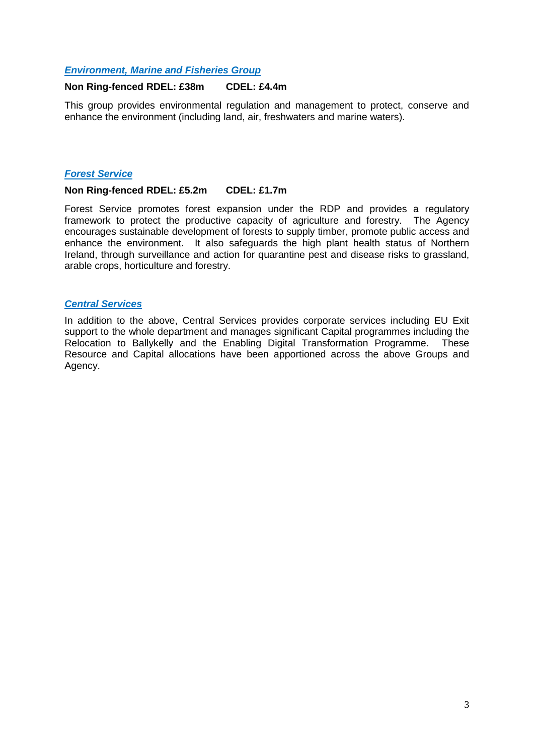### ***Environment, Marine and Fisheries Group***

**Non Ring-fenced RDEL: £38m CDEL: £4.4m**

This group provides environmental regulation and management to protect, conserve and enhance the environment (including land, air, freshwaters and marine waters).

### ***Forest Service***

**Non Ring-fenced RDEL: £5.2m CDEL: £1.7m**

Forest Service promotes forest expansion under the RDP and provides a regulatory framework to protect the productive capacity of agriculture and forestry. The Agency encourages sustainable development of forests to supply timber, promote public access and enhance the environment. It also safeguards the high plant health status of Northern Ireland, through surveillance and action for quarantine pest and disease risks to grassland, arable crops, horticulture and forestry.

### ***Central Services***

In addition to the above, Central Services provides corporate services including EU Exit support to the whole department and manages significant Capital programmes including the Relocation to Ballykelly and the Enabling Digital Transformation Programme. These Resource and Capital allocations have been apportioned across the above Groups and Agency.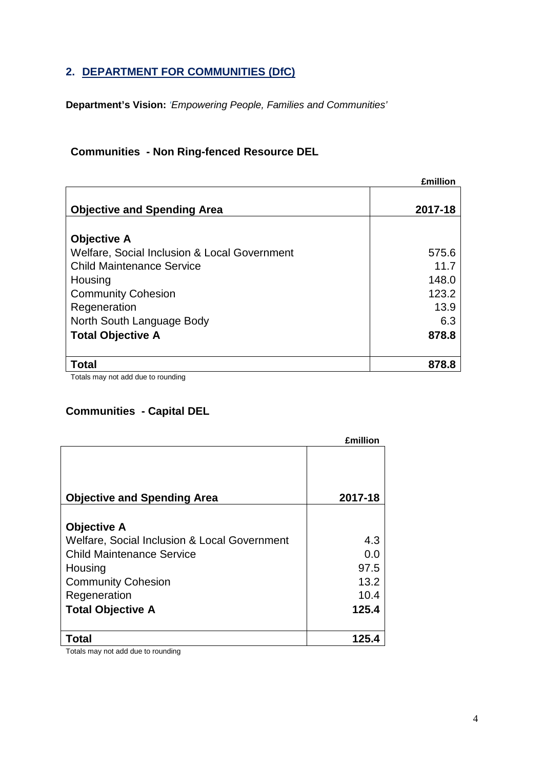## 2. DEPARTMENT FOR COMMUNITIES (DfC)

**Department's Vision:** *'Empowering People, Families and Communities'*

### Communities - Non Ring-fenced Resource DEL

£million

| Objective and Spending Area | 2017-18 |
|---|---|
| **Objective A** | |
| Welfare, Social Inclusion & Local Government | 575.6 |
| Child Maintenance Service | 11.7 |
| Housing | 148.0 |
| Community Cohesion | 123.2 |
| Regeneration | 13.9 |
| North South Language Body | 6.3 |
| **Total Objective A** | **878.8** |
| **Total** | **878.8** |

Totals may not add due to rounding

### Communities - Capital DEL

£million

| Objective and Spending Area | 2017-18 |
|---|---|
| **Objective A** | |
| Welfare, Social Inclusion & Local Government | 4.3 |
| Child Maintenance Service | 0.0 |
| Housing | 97.5 |
| Community Cohesion | 13.2 |
| Regeneration | 10.4 |
| **Total Objective A** | **125.4** |
| **Total** | **125.4** |

Totals may not add due to rounding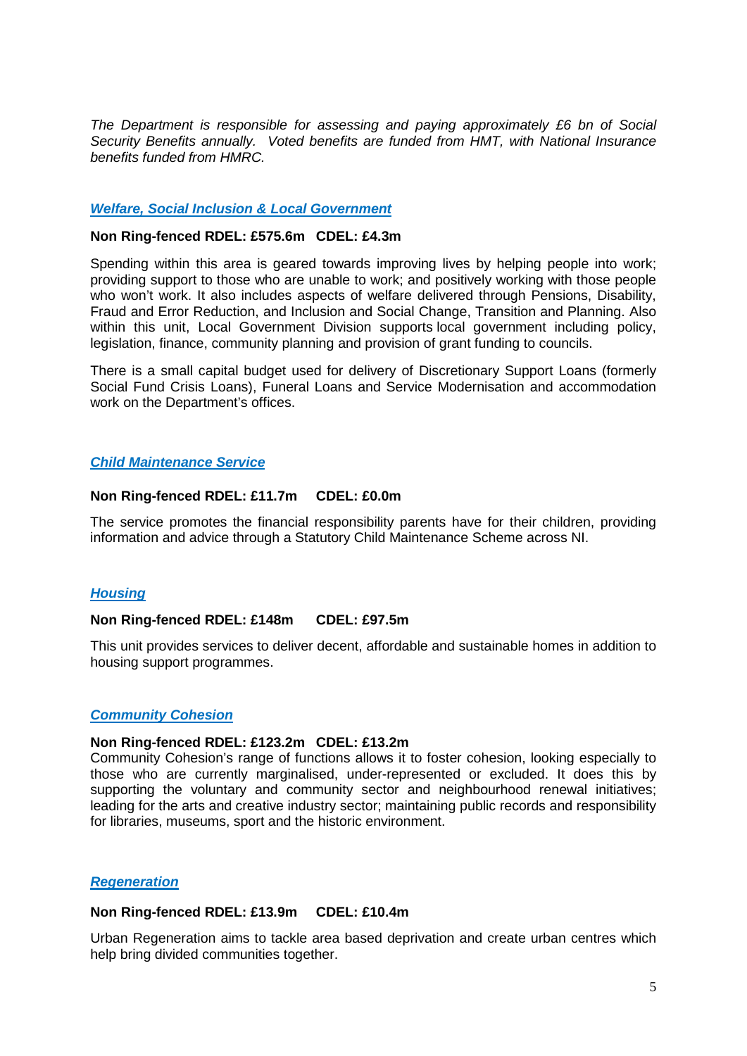*The Department is responsible for assessing and paying approximately £6 bn of Social Security Benefits annually. Voted benefits are funded from HMT, with National Insurance benefits funded from HMRC.*

### ***Welfare, Social Inclusion & Local Government***

**Non Ring-fenced RDEL: £575.6m CDEL: £4.3m**

Spending within this area is geared towards improving lives by helping people into work; providing support to those who are unable to work; and positively working with those people who won't work. It also includes aspects of welfare delivered through Pensions, Disability, Fraud and Error Reduction, and Inclusion and Social Change, Transition and Planning. Also within this unit, Local Government Division supports local government including policy, legislation, finance, community planning and provision of grant funding to councils.

There is a small capital budget used for delivery of Discretionary Support Loans (formerly Social Fund Crisis Loans), Funeral Loans and Service Modernisation and accommodation work on the Department's offices.

### ***Child Maintenance Service***

**Non Ring-fenced RDEL: £11.7m CDEL: £0.0m**

The service promotes the financial responsibility parents have for their children, providing information and advice through a Statutory Child Maintenance Scheme across NI.

### ***Housing***

**Non Ring-fenced RDEL: £148m CDEL: £97.5m**

This unit provides services to deliver decent, affordable and sustainable homes in addition to housing support programmes.

### ***Community Cohesion***

**Non Ring-fenced RDEL: £123.2m CDEL: £13.2m**

Community Cohesion's range of functions allows it to foster cohesion, looking especially to those who are currently marginalised, under-represented or excluded. It does this by supporting the voluntary and community sector and neighbourhood renewal initiatives; leading for the arts and creative industry sector; maintaining public records and responsibility for libraries, museums, sport and the historic environment.

### ***Regeneration***

**Non Ring-fenced RDEL: £13.9m CDEL: £10.4m**

Urban Regeneration aims to tackle area based deprivation and create urban centres which help bring divided communities together.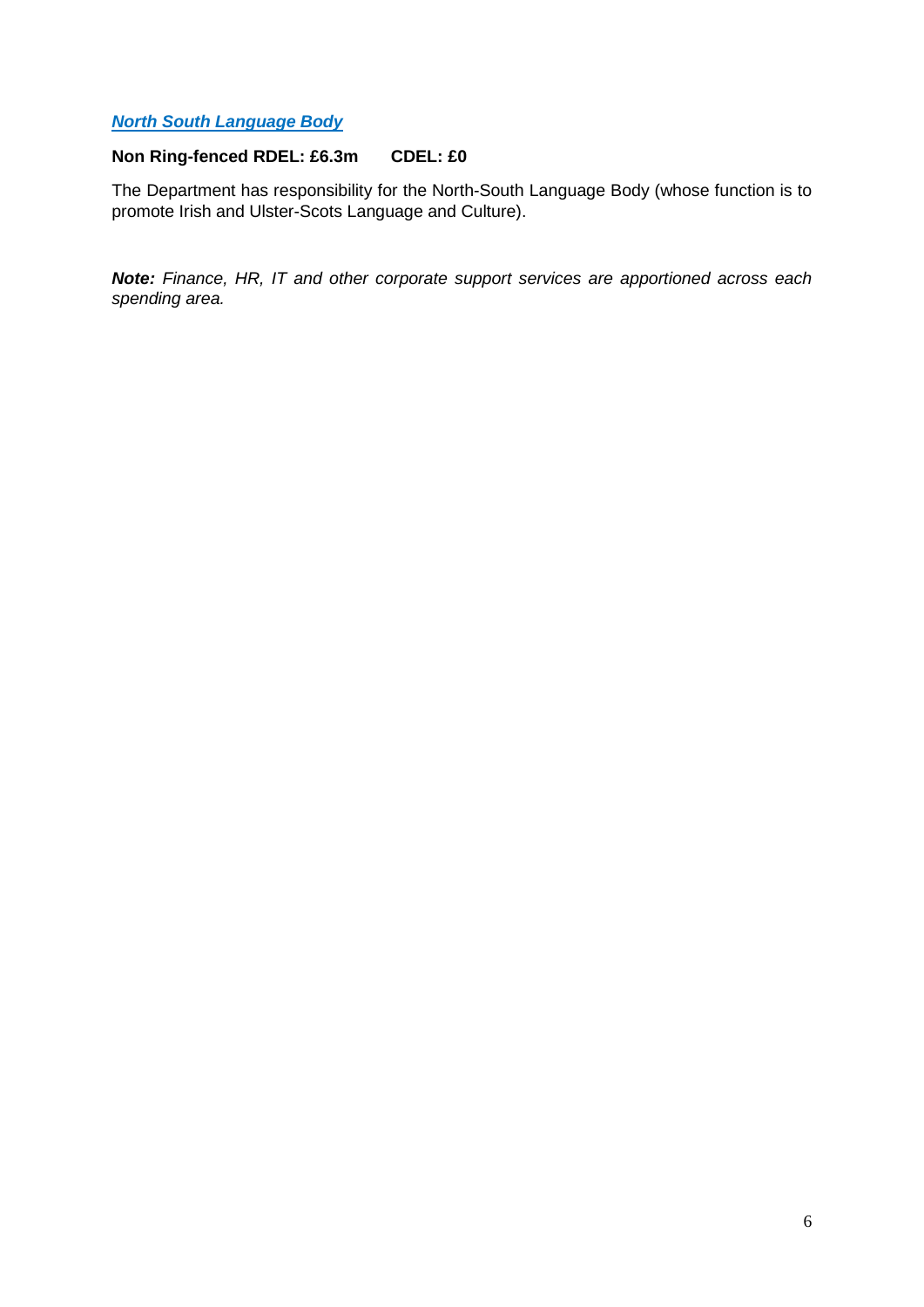### ***North South Language Body***

**Non Ring-fenced RDEL: £6.3m CDEL: £0**

The Department has responsibility for the North-South Language Body (whose function is to promote Irish and Ulster-Scots Language and Culture).

***Note:*** *Finance, HR, IT and other corporate support services are apportioned across each spending area.*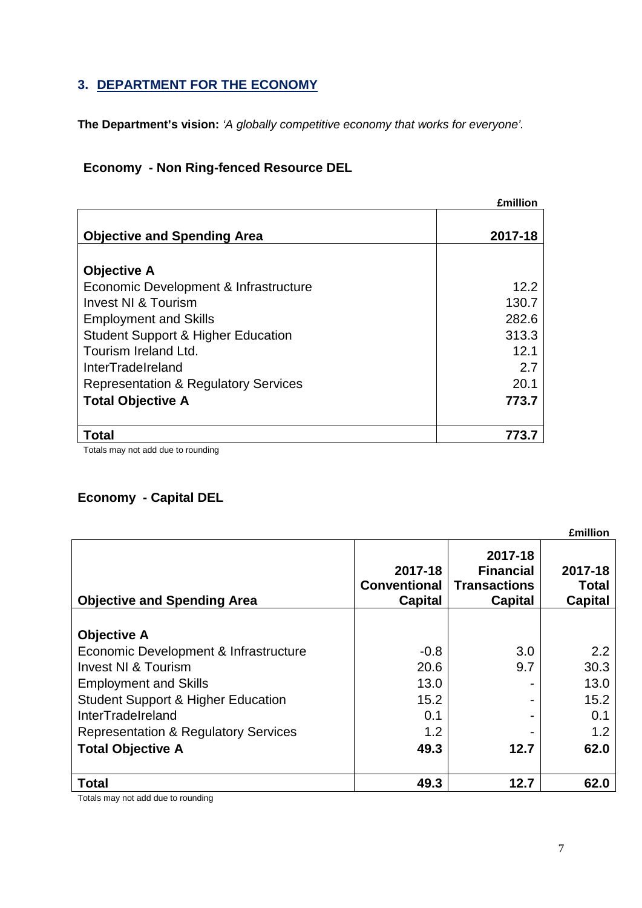## 3. DEPARTMENT FOR THE ECONOMY

**The Department's vision:** *'A globally competitive economy that works for everyone'.*

### Economy - Non Ring-fenced Resource DEL

£million

| Objective and Spending Area | 2017-18 |
|---|---|
| **Objective A** | |
| Economic Development & Infrastructure | 12.2 |
| Invest NI & Tourism | 130.7 |
| Employment and Skills | 282.6 |
| Student Support & Higher Education | 313.3 |
| Tourism Ireland Ltd. | 12.1 |
| InterTradeIreland | 2.7 |
| Representation & Regulatory Services | 20.1 |
| **Total Objective A** | **773.7** |
| **Total** | **773.7** |

Totals may not add due to rounding

### Economy - Capital DEL

£million

| Objective and Spending Area | 2017-18 Conventional Capital | 2017-18 Financial Transactions Capital | 2017-18 Total Capital |
|---|---|---|---|
| **Objective A** | | | |
| Economic Development & Infrastructure | -0.8 | 3.0 | 2.2 |
| Invest NI & Tourism | 20.6 | 9.7 | 30.3 |
| Employment and Skills | 13.0 | - | 13.0 |
| Student Support & Higher Education | 15.2 | - | 15.2 |
| InterTradeIreland | 0.1 | - | 0.1 |
| Representation & Regulatory Services | 1.2 | - | 1.2 |
| **Total Objective A** | **49.3** | **12.7** | **62.0** |
| **Total** | **49.3** | **12.7** | **62.0** |

Totals may not add due to rounding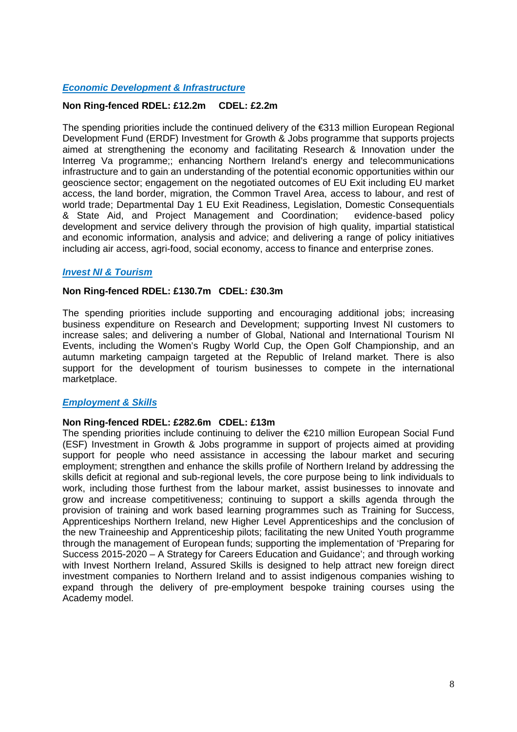### ***Economic Development & Infrastructure***

**Non Ring-fenced RDEL: £12.2m    CDEL: £2.2m**

The spending priorities include the continued delivery of the €313 million European Regional Development Fund (ERDF) Investment for Growth & Jobs programme that supports projects aimed at strengthening the economy and facilitating Research & Innovation under the Interreg Va programme;; enhancing Northern Ireland's energy and telecommunications infrastructure and to gain an understanding of the potential economic opportunities within our geoscience sector; engagement on the negotiated outcomes of EU Exit including EU market access, the land border, migration, the Common Travel Area, access to labour, and rest of world trade; Departmental Day 1 EU Exit Readiness, Legislation, Domestic Consequentials & State Aid, and Project Management and Coordination;  evidence-based policy development and service delivery through the provision of high quality, impartial statistical and economic information, analysis and advice; and delivering a range of policy initiatives including air access, agri-food, social economy, access to finance and enterprise zones.

### ***Invest NI & Tourism***

**Non Ring-fenced RDEL: £130.7m   CDEL: £30.3m**

The spending priorities include supporting and encouraging additional jobs; increasing business expenditure on Research and Development; supporting Invest NI customers to increase sales; and delivering a number of Global, National and International Tourism NI Events, including the Women's Rugby World Cup, the Open Golf Championship, and an autumn marketing campaign targeted at the Republic of Ireland market. There is also support for the development of tourism businesses to compete in the international marketplace.

### ***Employment & Skills***

**Non Ring-fenced RDEL: £282.6m   CDEL: £13m**

The spending priorities include continuing to deliver the €210 million European Social Fund (ESF) Investment in Growth & Jobs programme in support of projects aimed at providing support for people who need assistance in accessing the labour market and securing employment; strengthen and enhance the skills profile of Northern Ireland by addressing the skills deficit at regional and sub-regional levels, the core purpose being to link individuals to work, including those furthest from the labour market, assist businesses to innovate and grow and increase competitiveness; continuing to support a skills agenda through the provision of training and work based learning programmes such as Training for Success, Apprenticeships Northern Ireland, new Higher Level Apprenticeships and the conclusion of the new Traineeship and Apprenticeship pilots; facilitating the new United Youth programme through the management of European funds; supporting the implementation of 'Preparing for Success 2015-2020 – A Strategy for Careers Education and Guidance'; and through working with Invest Northern Ireland, Assured Skills is designed to help attract new foreign direct investment companies to Northern Ireland and to assist indigenous companies wishing to expand through the delivery of pre-employment bespoke training courses using the Academy model.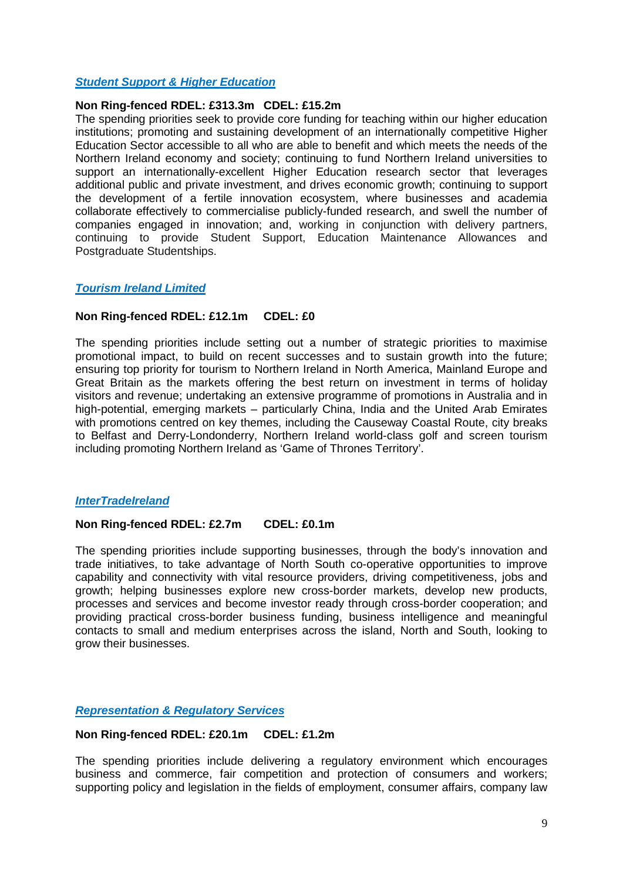### *Student Support & Higher Education*

**Non Ring-fenced RDEL: £313.3m CDEL: £15.2m**

The spending priorities seek to provide core funding for teaching within our higher education institutions; promoting and sustaining development of an internationally competitive Higher Education Sector accessible to all who are able to benefit and which meets the needs of the Northern Ireland economy and society; continuing to fund Northern Ireland universities to support an internationally-excellent Higher Education research sector that leverages additional public and private investment, and drives economic growth; continuing to support the development of a fertile innovation ecosystem, where businesses and academia collaborate effectively to commercialise publicly-funded research, and swell the number of companies engaged in innovation; and, working in conjunction with delivery partners, continuing to provide Student Support, Education Maintenance Allowances and Postgraduate Studentships.

### *Tourism Ireland Limited*

**Non Ring-fenced RDEL: £12.1m CDEL: £0**

The spending priorities include setting out a number of strategic priorities to maximise promotional impact, to build on recent successes and to sustain growth into the future; ensuring top priority for tourism to Northern Ireland in North America, Mainland Europe and Great Britain as the markets offering the best return on investment in terms of holiday visitors and revenue; undertaking an extensive programme of promotions in Australia and in high-potential, emerging markets – particularly China, India and the United Arab Emirates with promotions centred on key themes, including the Causeway Coastal Route, city breaks to Belfast and Derry-Londonderry, Northern Ireland world-class golf and screen tourism including promoting Northern Ireland as 'Game of Thrones Territory'.

### *InterTradeIreland*

**Non Ring-fenced RDEL: £2.7m CDEL: £0.1m**

The spending priorities include supporting businesses, through the body's innovation and trade initiatives, to take advantage of North South co-operative opportunities to improve capability and connectivity with vital resource providers, driving competitiveness, jobs and growth; helping businesses explore new cross-border markets, develop new products, processes and services and become investor ready through cross-border cooperation; and providing practical cross-border business funding, business intelligence and meaningful contacts to small and medium enterprises across the island, North and South, looking to grow their businesses.

### *Representation & Regulatory Services*

**Non Ring-fenced RDEL: £20.1m CDEL: £1.2m**

The spending priorities include delivering a regulatory environment which encourages business and commerce, fair competition and protection of consumers and workers; supporting policy and legislation in the fields of employment, consumer affairs, company law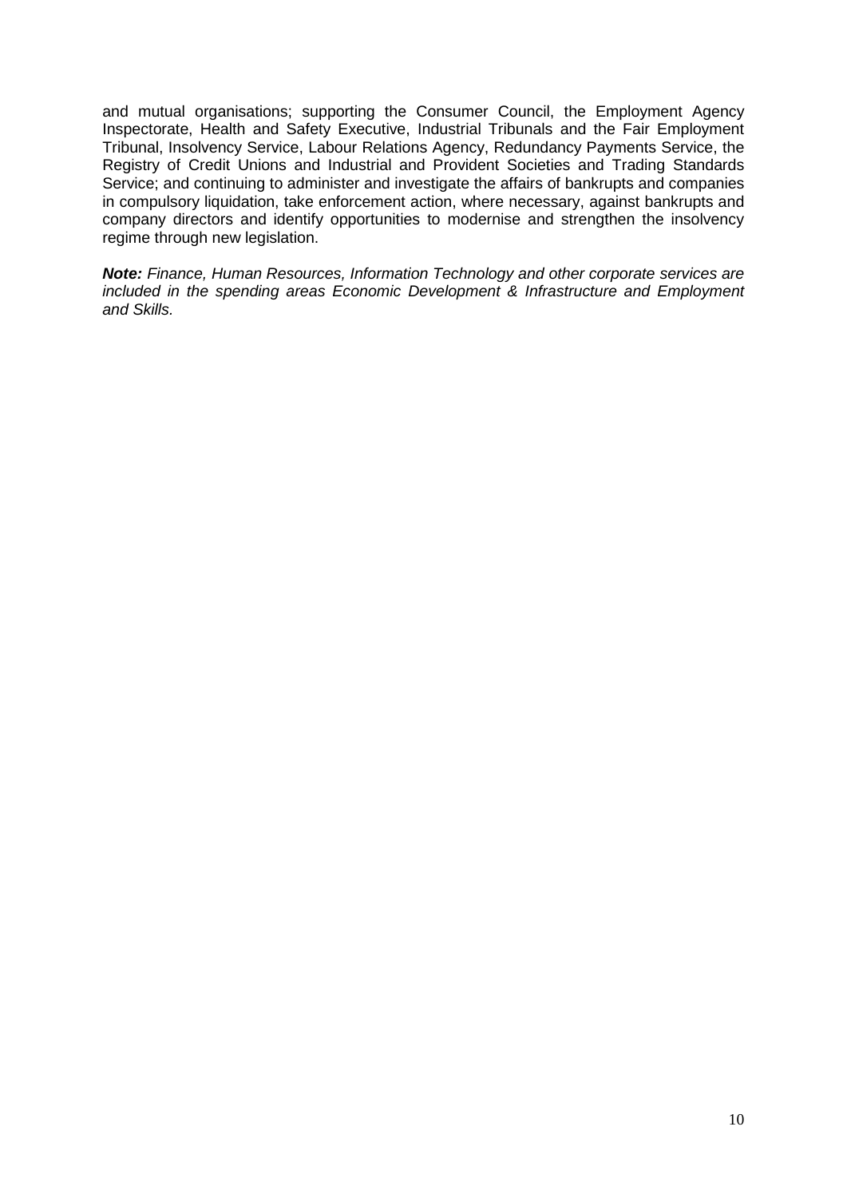and mutual organisations; supporting the Consumer Council, the Employment Agency Inspectorate, Health and Safety Executive, Industrial Tribunals and the Fair Employment Tribunal, Insolvency Service, Labour Relations Agency, Redundancy Payments Service, the Registry of Credit Unions and Industrial and Provident Societies and Trading Standards Service; and continuing to administer and investigate the affairs of bankrupts and companies in compulsory liquidation, take enforcement action, where necessary, against bankrupts and company directors and identify opportunities to modernise and strengthen the insolvency regime through new legislation.

***Note:*** *Finance, Human Resources, Information Technology and other corporate services are included in the spending areas Economic Development & Infrastructure and Employment and Skills.*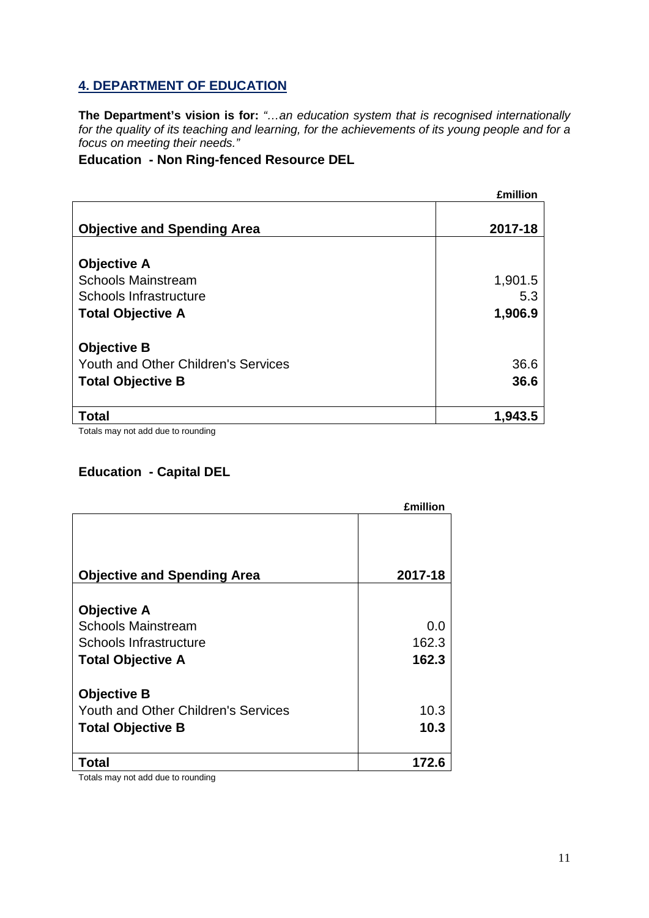## 4. DEPARTMENT OF EDUCATION

**The Department's vision is for:** *"…an education system that is recognised internationally for the quality of its teaching and learning, for the achievements of its young people and for a focus on meeting their needs."*

### Education - Non Ring-fenced Resource DEL

£million

| Objective and Spending Area | 2017-18 |
|---|---|
| **Objective A** | |
| Schools Mainstream | 1,901.5 |
| Schools Infrastructure | 5.3 |
| **Total Objective A** | **1,906.9** |
| **Objective B** | |
| Youth and Other Children's Services | 36.6 |
| **Total Objective B** | **36.6** |
| **Total** | **1,943.5** |

Totals may not add due to rounding

### Education - Capital DEL

£million

| Objective and Spending Area | 2017-18 |
|---|---|
| **Objective A** | |
| Schools Mainstream | 0.0 |
| Schools Infrastructure | 162.3 |
| **Total Objective A** | **162.3** |
| **Objective B** | |
| Youth and Other Children's Services | 10.3 |
| **Total Objective B** | **10.3** |
| **Total** | **172.6** |

Totals may not add due to rounding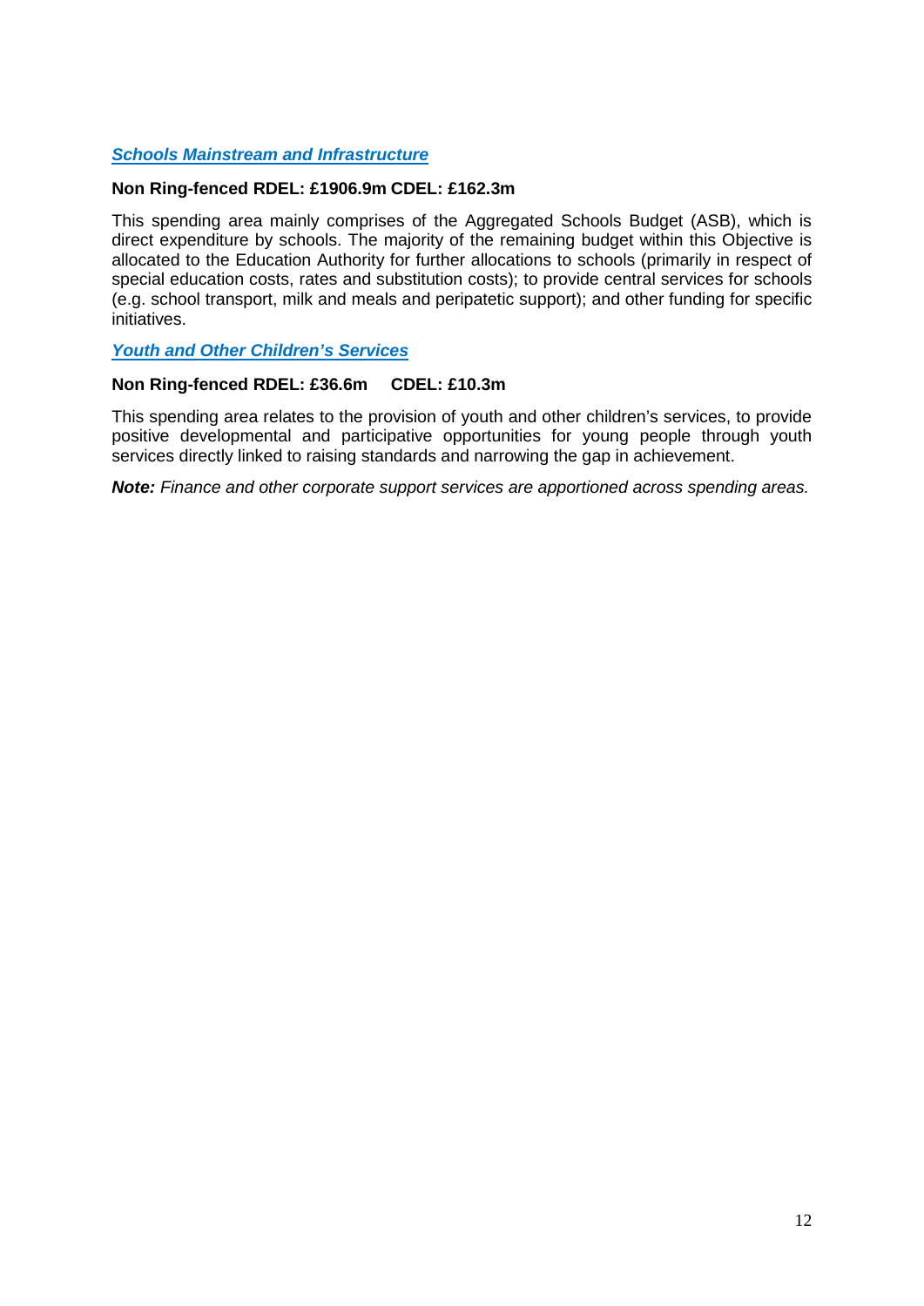### ***Schools Mainstream and Infrastructure***

**Non Ring-fenced RDEL: £1906.9m CDEL: £162.3m**

This spending area mainly comprises of the Aggregated Schools Budget (ASB), which is direct expenditure by schools. The majority of the remaining budget within this Objective is allocated to the Education Authority for further allocations to schools (primarily in respect of special education costs, rates and substitution costs); to provide central services for schools (e.g. school transport, milk and meals and peripatetic support); and other funding for specific initiatives.

### ***Youth and Other Children's Services***

**Non Ring-fenced RDEL: £36.6m CDEL: £10.3m**

This spending area relates to the provision of youth and other children's services, to provide positive developmental and participative opportunities for young people through youth services directly linked to raising standards and narrowing the gap in achievement.

***Note:*** *Finance and other corporate support services are apportioned across spending areas.*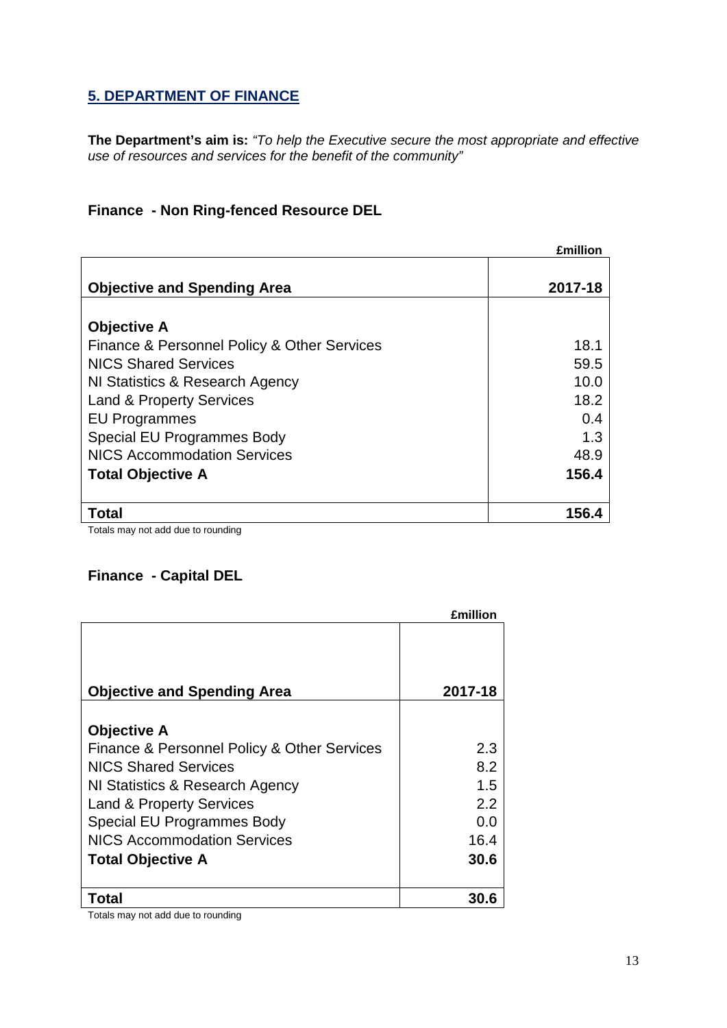## 5. DEPARTMENT OF FINANCE

**The Department's aim is:** *"To help the Executive secure the most appropriate and effective use of resources and services for the benefit of the community"*

### Finance - Non Ring-fenced Resource DEL

£million

| Objective and Spending Area | 2017-18 |
|---|---|
| **Objective A** | |
| Finance & Personnel Policy & Other Services | 18.1 |
| NICS Shared Services | 59.5 |
| NI Statistics & Research Agency | 10.0 |
| Land & Property Services | 18.2 |
| EU Programmes | 0.4 |
| Special EU Programmes Body | 1.3 |
| NICS Accommodation Services | 48.9 |
| **Total Objective A** | **156.4** |
| **Total** | **156.4** |

Totals may not add due to rounding

### Finance - Capital DEL

£million

| Objective and Spending Area | 2017-18 |
|---|---|
| **Objective A** | |
| Finance & Personnel Policy & Other Services | 2.3 |
| NICS Shared Services | 8.2 |
| NI Statistics & Research Agency | 1.5 |
| Land & Property Services | 2.2 |
| Special EU Programmes Body | 0.0 |
| NICS Accommodation Services | 16.4 |
| **Total Objective A** | **30.6** |
| **Total** | **30.6** |

Totals may not add due to rounding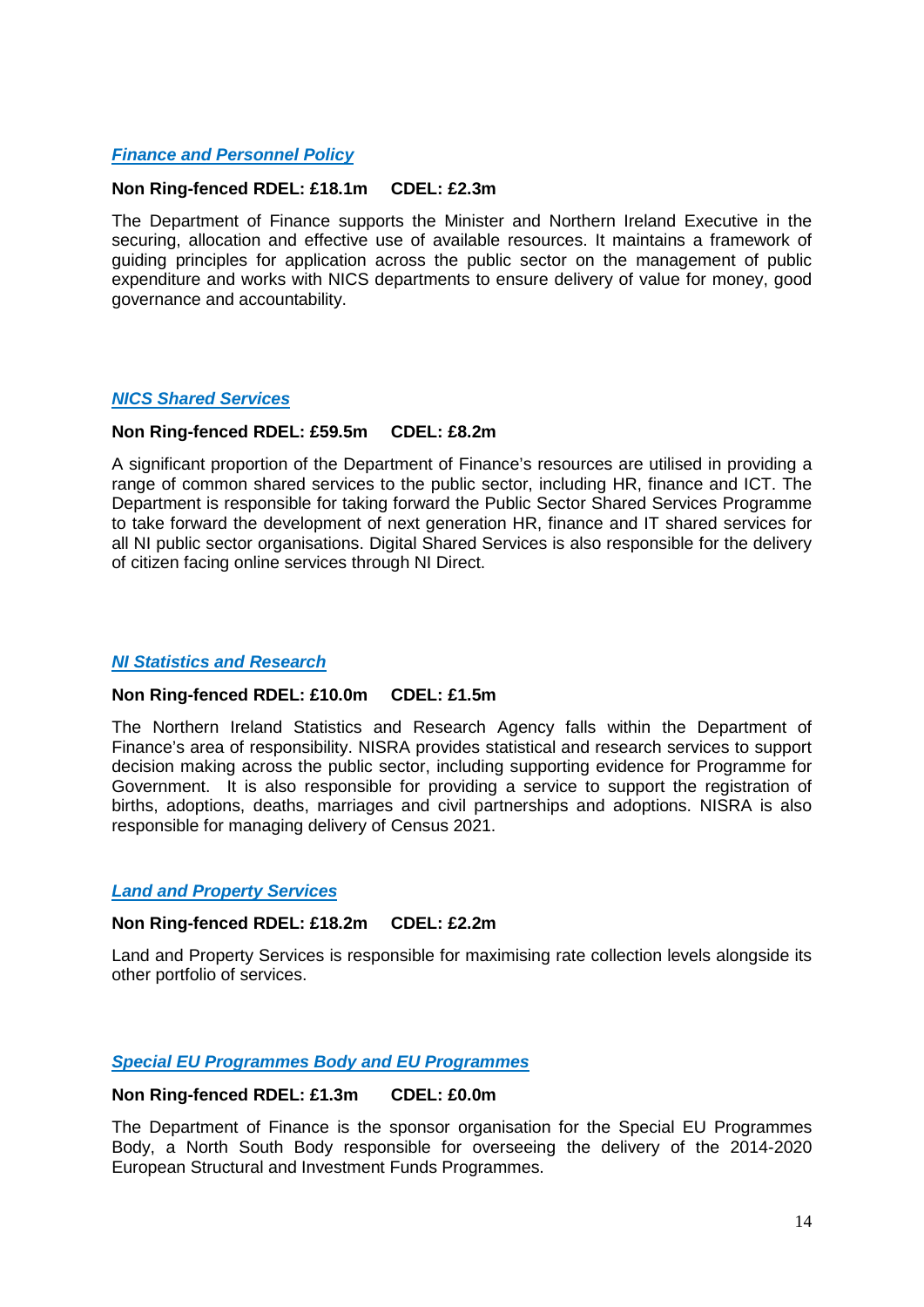### ***Finance and Personnel Policy***

**Non Ring-fenced RDEL: £18.1m    CDEL: £2.3m**

The Department of Finance supports the Minister and Northern Ireland Executive in the securing, allocation and effective use of available resources. It maintains a framework of guiding principles for application across the public sector on the management of public expenditure and works with NICS departments to ensure delivery of value for money, good governance and accountability.

### ***NICS Shared Services***

**Non Ring-fenced RDEL: £59.5m    CDEL: £8.2m**

A significant proportion of the Department of Finance's resources are utilised in providing a range of common shared services to the public sector, including HR, finance and ICT. The Department is responsible for taking forward the Public Sector Shared Services Programme to take forward the development of next generation HR, finance and IT shared services for all NI public sector organisations. Digital Shared Services is also responsible for the delivery of citizen facing online services through NI Direct.

### ***NI Statistics and Research***

**Non Ring-fenced RDEL: £10.0m    CDEL: £1.5m**

The Northern Ireland Statistics and Research Agency falls within the Department of Finance's area of responsibility. NISRA provides statistical and research services to support decision making across the public sector, including supporting evidence for Programme for Government. It is also responsible for providing a service to support the registration of births, adoptions, deaths, marriages and civil partnerships and adoptions. NISRA is also responsible for managing delivery of Census 2021.

### ***Land and Property Services***

**Non Ring-fenced RDEL: £18.2m    CDEL: £2.2m**

Land and Property Services is responsible for maximising rate collection levels alongside its other portfolio of services.

### ***Special EU Programmes Body and EU Programmes***

**Non Ring-fenced RDEL: £1.3m    CDEL: £0.0m**

The Department of Finance is the sponsor organisation for the Special EU Programmes Body, a North South Body responsible for overseeing the delivery of the 2014-2020 European Structural and Investment Funds Programmes.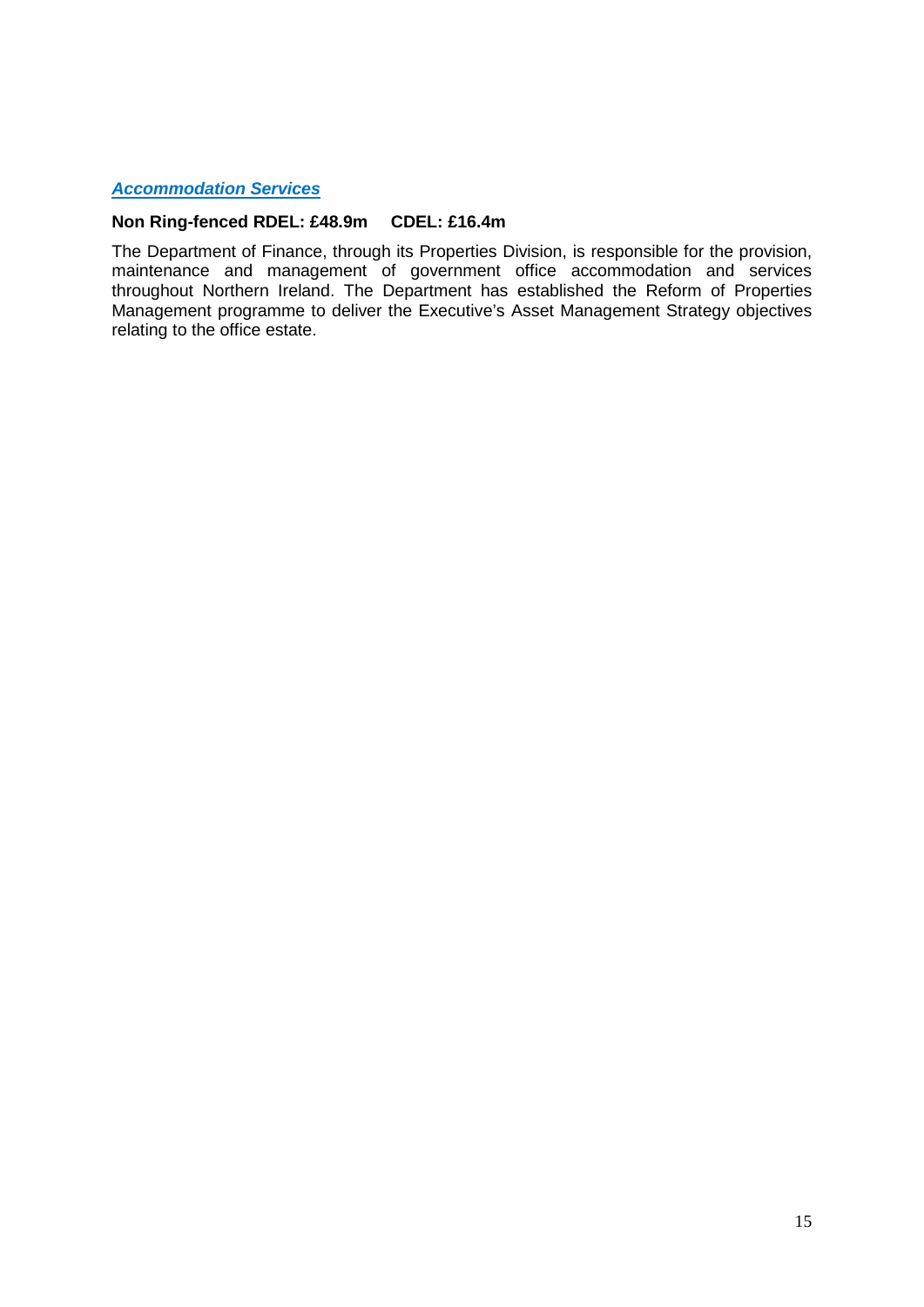### ***Accommodation Services***

**Non Ring-fenced RDEL: £48.9m    CDEL: £16.4m**

The Department of Finance, through its Properties Division, is responsible for the provision, maintenance and management of government office accommodation and services throughout Northern Ireland. The Department has established the Reform of Properties Management programme to deliver the Executive's Asset Management Strategy objectives relating to the office estate.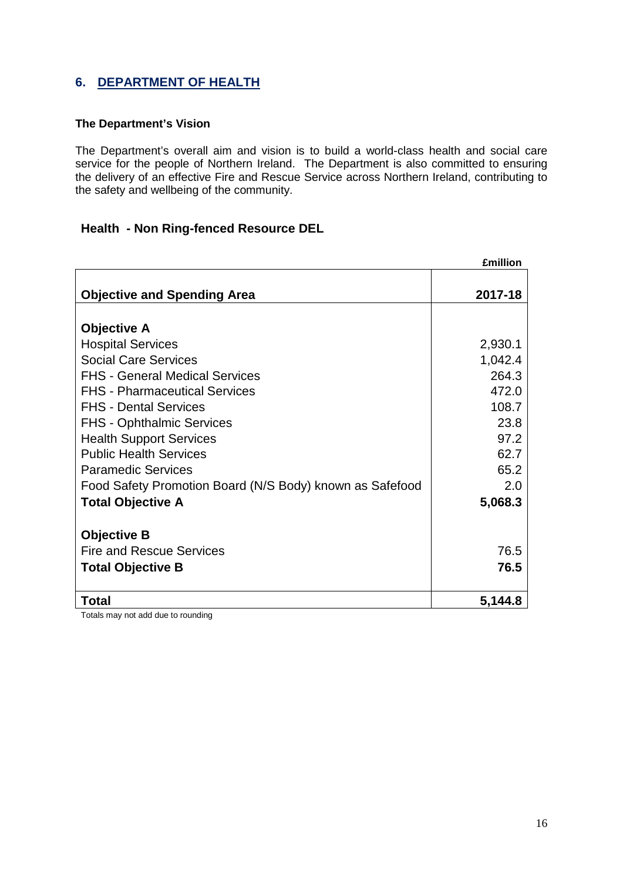## 6. DEPARTMENT OF HEALTH

**The Department's Vision**

The Department's overall aim and vision is to build a world-class health and social care service for the people of Northern Ireland. The Department is also committed to ensuring the delivery of an effective Fire and Rescue Service across Northern Ireland, contributing to the safety and wellbeing of the community.

### Health - Non Ring-fenced Resource DEL

£million

| Objective and Spending Area | 2017-18 |
|---|---|
| **Objective A** | |
| Hospital Services | 2,930.1 |
| Social Care Services | 1,042.4 |
| FHS - General Medical Services | 264.3 |
| FHS - Pharmaceutical Services | 472.0 |
| FHS - Dental Services | 108.7 |
| FHS - Ophthalmic Services | 23.8 |
| Health Support Services | 97.2 |
| Public Health Services | 62.7 |
| Paramedic Services | 65.2 |
| Food Safety Promotion Board (N/S Body) known as Safefood | 2.0 |
| **Total Objective A** | **5,068.3** |
| **Objective B** | |
| Fire and Rescue Services | 76.5 |
| **Total Objective B** | **76.5** |
| **Total** | **5,144.8** |

Totals may not add due to rounding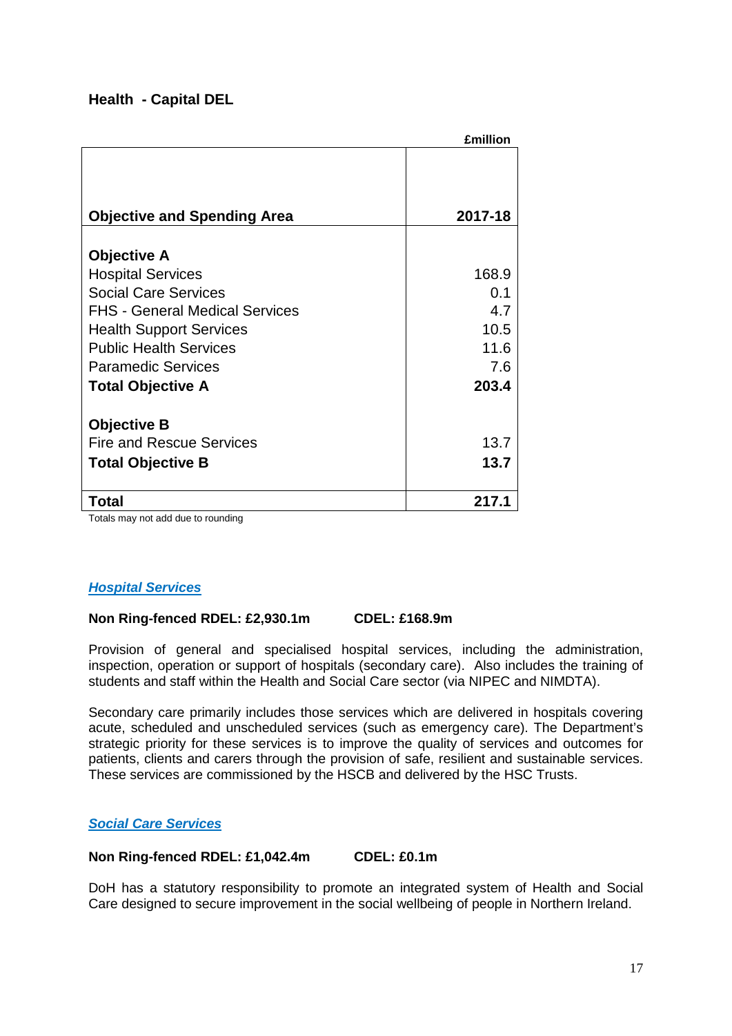**Health - Capital DEL**

| Objective and Spending Area | £million<br>2017-18 |
|---|---|
| **Objective A** | |
| Hospital Services | 168.9 |
| Social Care Services | 0.1 |
| FHS - General Medical Services | 4.7 |
| Health Support Services | 10.5 |
| Public Health Services | 11.6 |
| Paramedic Services | 7.6 |
| **Total Objective A** | **203.4** |
| **Objective B** | |
| Fire and Rescue Services | 13.7 |
| **Total Objective B** | **13.7** |
| **Total** | **217.1** |

Totals may not add due to rounding

***Hospital Services***

**Non Ring-fenced RDEL: £2,930.1m CDEL: £168.9m**

Provision of general and specialised hospital services, including the administration, inspection, operation or support of hospitals (secondary care). Also includes the training of students and staff within the Health and Social Care sector (via NIPEC and NIMDTA).

Secondary care primarily includes those services which are delivered in hospitals covering acute, scheduled and unscheduled services (such as emergency care). The Department's strategic priority for these services is to improve the quality of services and outcomes for patients, clients and carers through the provision of safe, resilient and sustainable services. These services are commissioned by the HSCB and delivered by the HSC Trusts.

***Social Care Services***

**Non Ring-fenced RDEL: £1,042.4m CDEL: £0.1m**

DoH has a statutory responsibility to promote an integrated system of Health and Social Care designed to secure improvement in the social wellbeing of people in Northern Ireland.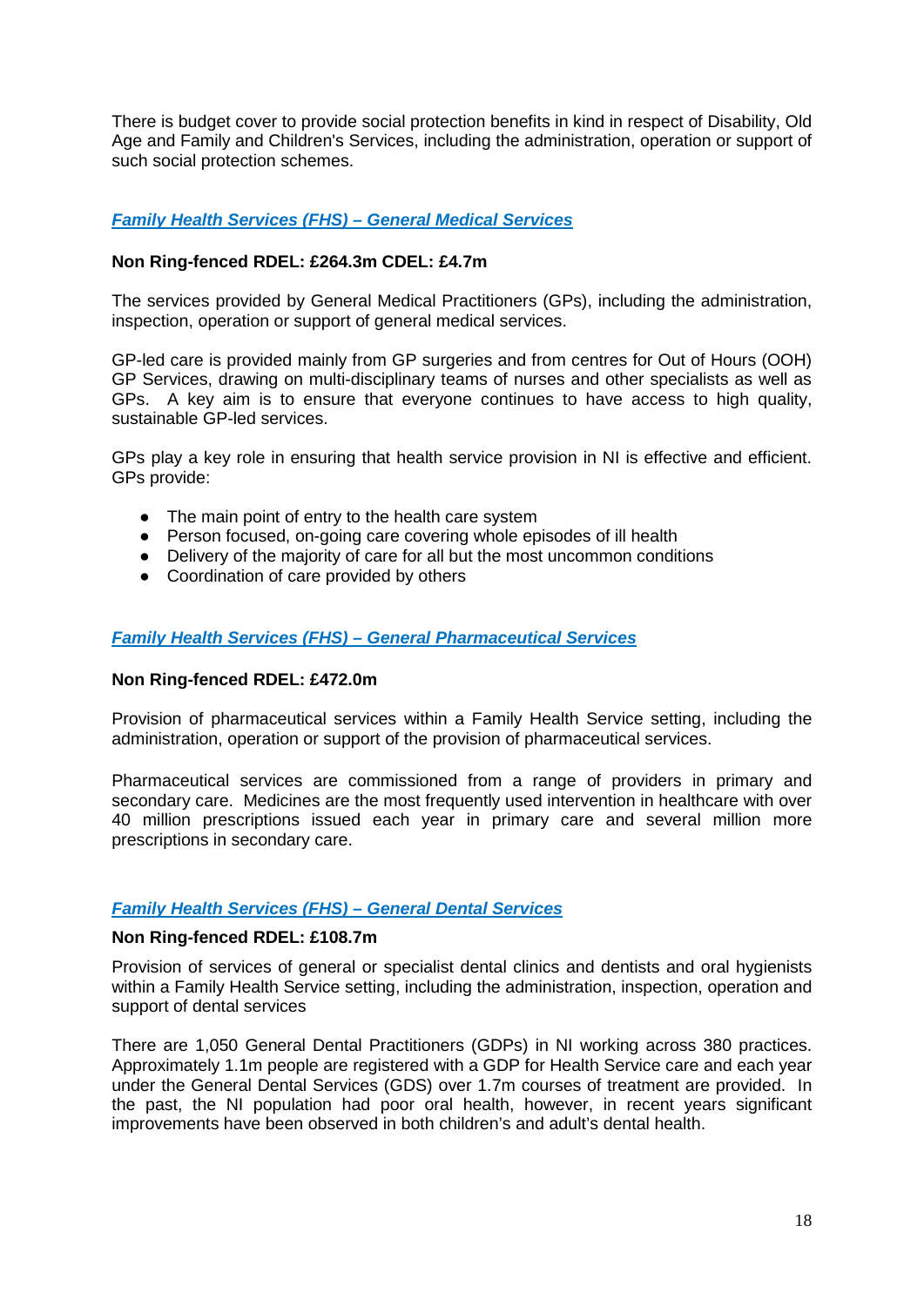There is budget cover to provide social protection benefits in kind in respect of Disability, Old Age and Family and Children's Services, including the administration, operation or support of such social protection schemes.

### ***Family Health Services (FHS) – General Medical Services***

**Non Ring-fenced RDEL: £264.3m CDEL: £4.7m**

The services provided by General Medical Practitioners (GPs), including the administration, inspection, operation or support of general medical services.

GP-led care is provided mainly from GP surgeries and from centres for Out of Hours (OOH) GP Services, drawing on multi-disciplinary teams of nurses and other specialists as well as GPs. A key aim is to ensure that everyone continues to have access to high quality, sustainable GP-led services.

GPs play a key role in ensuring that health service provision in NI is effective and efficient. GPs provide:

- The main point of entry to the health care system
- Person focused, on-going care covering whole episodes of ill health
- Delivery of the majority of care for all but the most uncommon conditions
- Coordination of care provided by others

### ***Family Health Services (FHS) – General Pharmaceutical Services***

**Non Ring-fenced RDEL: £472.0m**

Provision of pharmaceutical services within a Family Health Service setting, including the administration, operation or support of the provision of pharmaceutical services.

Pharmaceutical services are commissioned from a range of providers in primary and secondary care. Medicines are the most frequently used intervention in healthcare with over 40 million prescriptions issued each year in primary care and several million more prescriptions in secondary care.

### ***Family Health Services (FHS) – General Dental Services***

**Non Ring-fenced RDEL: £108.7m**

Provision of services of general or specialist dental clinics and dentists and oral hygienists within a Family Health Service setting, including the administration, inspection, operation and support of dental services

There are 1,050 General Dental Practitioners (GDPs) in NI working across 380 practices. Approximately 1.1m people are registered with a GDP for Health Service care and each year under the General Dental Services (GDS) over 1.7m courses of treatment are provided. In the past, the NI population had poor oral health, however, in recent years significant improvements have been observed in both children's and adult's dental health.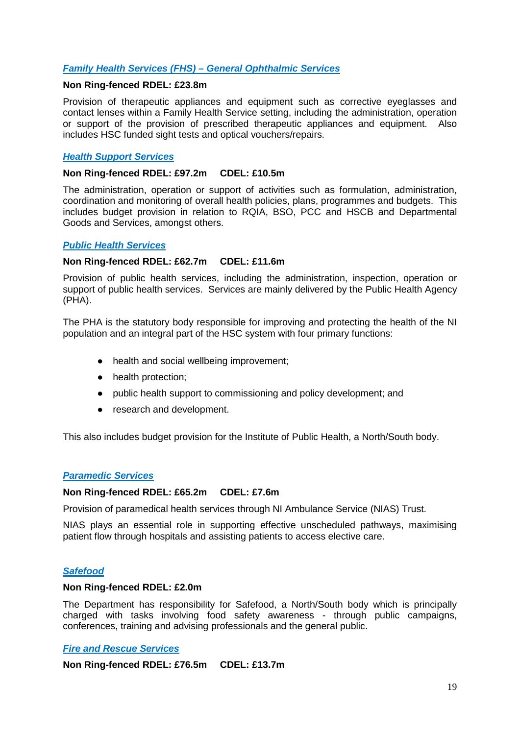### *Family Health Services (FHS) – General Ophthalmic Services*

**Non Ring-fenced RDEL: £23.8m**

Provision of therapeutic appliances and equipment such as corrective eyeglasses and contact lenses within a Family Health Service setting, including the administration, operation or support of the provision of prescribed therapeutic appliances and equipment. Also includes HSC funded sight tests and optical vouchers/repairs.

### *Health Support Services*

**Non Ring-fenced RDEL: £97.2m CDEL: £10.5m**

The administration, operation or support of activities such as formulation, administration, coordination and monitoring of overall health policies, plans, programmes and budgets. This includes budget provision in relation to RQIA, BSO, PCC and HSCB and Departmental Goods and Services, amongst others.

### *Public Health Services*

**Non Ring-fenced RDEL: £62.7m CDEL: £11.6m**

Provision of public health services, including the administration, inspection, operation or support of public health services. Services are mainly delivered by the Public Health Agency (PHA).

The PHA is the statutory body responsible for improving and protecting the health of the NI population and an integral part of the HSC system with four primary functions:

- health and social wellbeing improvement;
- health protection;
- public health support to commissioning and policy development; and
- research and development.

This also includes budget provision for the Institute of Public Health, a North/South body.

### *Paramedic Services*

**Non Ring-fenced RDEL: £65.2m CDEL: £7.6m**

Provision of paramedical health services through NI Ambulance Service (NIAS) Trust.

NIAS plays an essential role in supporting effective unscheduled pathways, maximising patient flow through hospitals and assisting patients to access elective care.

### *Safefood*

**Non Ring-fenced RDEL: £2.0m**

The Department has responsibility for Safefood, a North/South body which is principally charged with tasks involving food safety awareness - through public campaigns, conferences, training and advising professionals and the general public.

### *Fire and Rescue Services*

**Non Ring-fenced RDEL: £76.5m CDEL: £13.7m**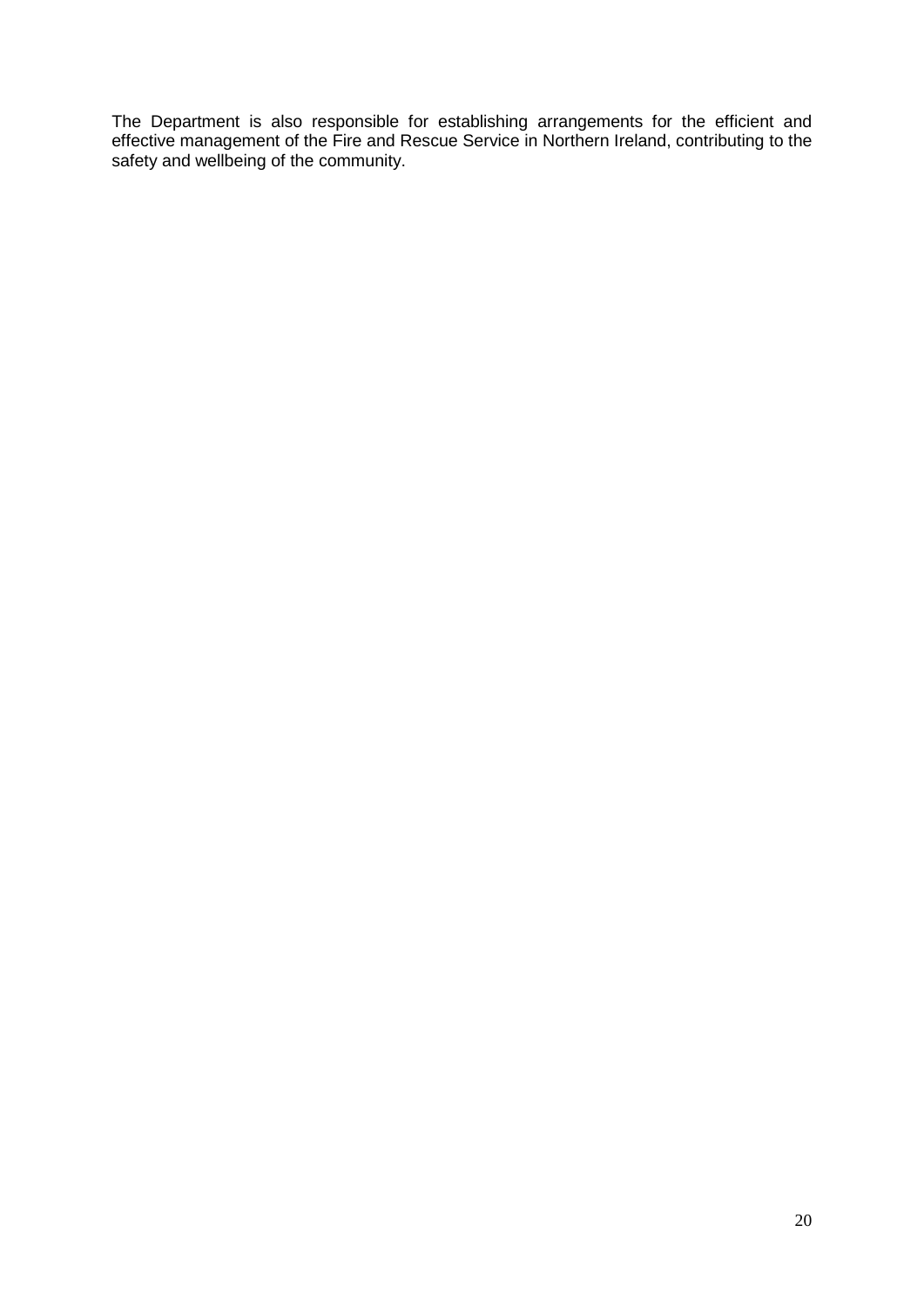The Department is also responsible for establishing arrangements for the efficient and effective management of the Fire and Rescue Service in Northern Ireland, contributing to the safety and wellbeing of the community.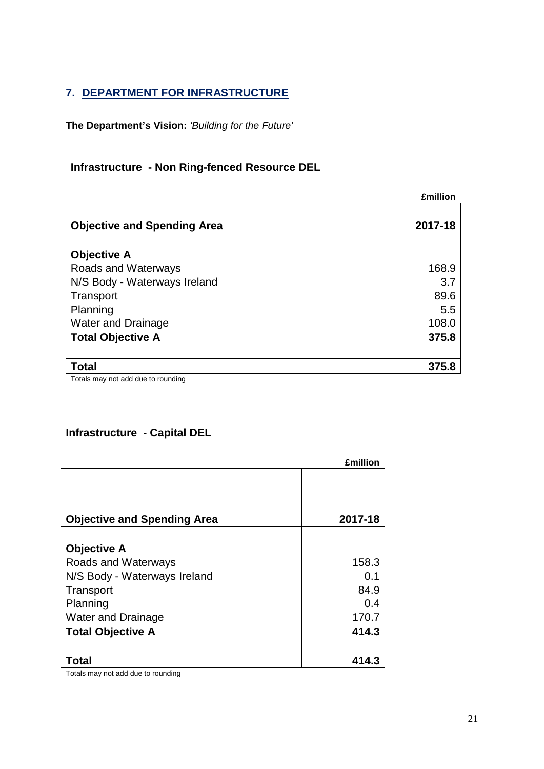## 7. DEPARTMENT FOR INFRASTRUCTURE

**The Department's Vision:** *'Building for the Future'*

### Infrastructure - Non Ring-fenced Resource DEL

£million

| Objective and Spending Area | 2017-18 |
|---|---|
| **Objective A** | |
| Roads and Waterways | 168.9 |
| N/S Body - Waterways Ireland | 3.7 |
| Transport | 89.6 |
| Planning | 5.5 |
| Water and Drainage | 108.0 |
| **Total Objective A** | **375.8** |
| **Total** | **375.8** |

Totals may not add due to rounding

### Infrastructure - Capital DEL

£million

| Objective and Spending Area | 2017-18 |
|---|---|
| **Objective A** | |
| Roads and Waterways | 158.3 |
| N/S Body - Waterways Ireland | 0.1 |
| Transport | 84.9 |
| Planning | 0.4 |
| Water and Drainage | 170.7 |
| **Total Objective A** | **414.3** |
| **Total** | **414.3** |

Totals may not add due to rounding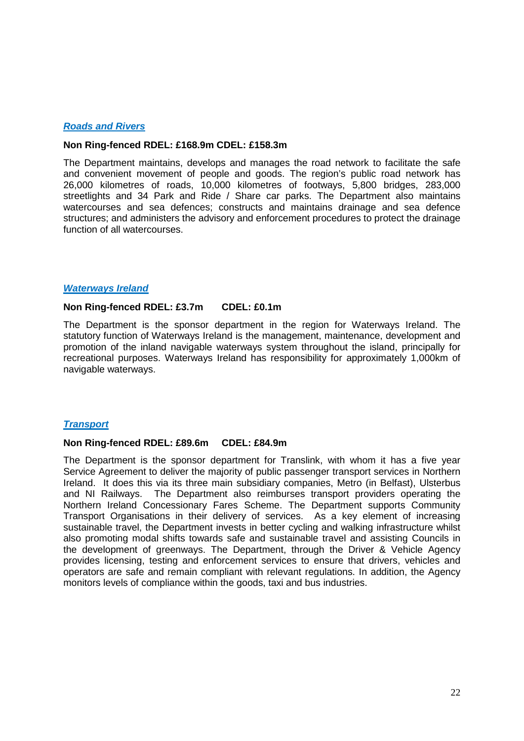### ***Roads and Rivers***

**Non Ring-fenced RDEL: £168.9m CDEL: £158.3m**

The Department maintains, develops and manages the road network to facilitate the safe and convenient movement of people and goods. The region's public road network has 26,000 kilometres of roads, 10,000 kilometres of footways, 5,800 bridges, 283,000 streetlights and 34 Park and Ride / Share car parks. The Department also maintains watercourses and sea defences; constructs and maintains drainage and sea defence structures; and administers the advisory and enforcement procedures to protect the drainage function of all watercourses.

### ***Waterways Ireland***

**Non Ring-fenced RDEL: £3.7m CDEL: £0.1m**

The Department is the sponsor department in the region for Waterways Ireland. The statutory function of Waterways Ireland is the management, maintenance, development and promotion of the inland navigable waterways system throughout the island, principally for recreational purposes. Waterways Ireland has responsibility for approximately 1,000km of navigable waterways.

### ***Transport***

**Non Ring-fenced RDEL: £89.6m CDEL: £84.9m**

The Department is the sponsor department for Translink, with whom it has a five year Service Agreement to deliver the majority of public passenger transport services in Northern Ireland. It does this via its three main subsidiary companies, Metro (in Belfast), Ulsterbus and NI Railways. The Department also reimburses transport providers operating the Northern Ireland Concessionary Fares Scheme. The Department supports Community Transport Organisations in their delivery of services. As a key element of increasing sustainable travel, the Department invests in better cycling and walking infrastructure whilst also promoting modal shifts towards safe and sustainable travel and assisting Councils in the development of greenways. The Department, through the Driver & Vehicle Agency provides licensing, testing and enforcement services to ensure that drivers, vehicles and operators are safe and remain compliant with relevant regulations. In addition, the Agency monitors levels of compliance within the goods, taxi and bus industries.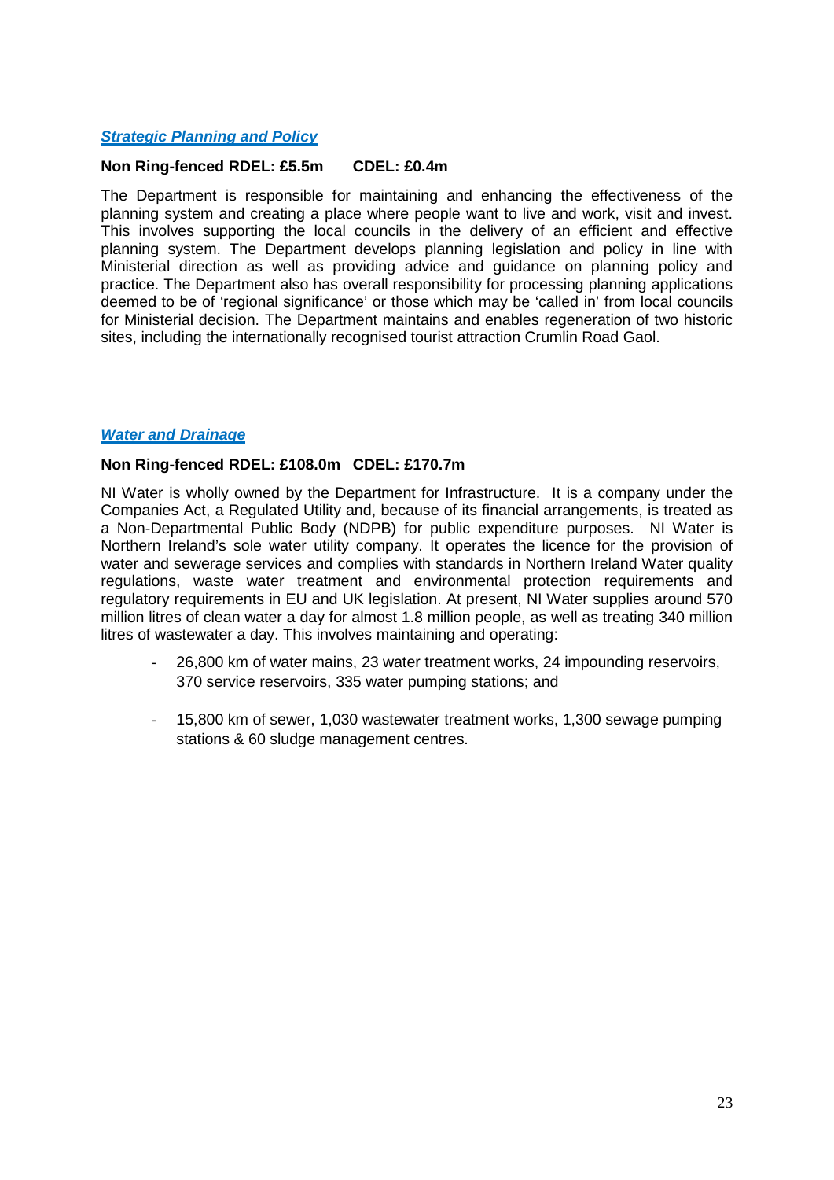### ***Strategic Planning and Policy***

**Non Ring-fenced RDEL: £5.5m CDEL: £0.4m**

The Department is responsible for maintaining and enhancing the effectiveness of the planning system and creating a place where people want to live and work, visit and invest. This involves supporting the local councils in the delivery of an efficient and effective planning system. The Department develops planning legislation and policy in line with Ministerial direction as well as providing advice and guidance on planning policy and practice. The Department also has overall responsibility for processing planning applications deemed to be of 'regional significance' or those which may be 'called in' from local councils for Ministerial decision. The Department maintains and enables regeneration of two historic sites, including the internationally recognised tourist attraction Crumlin Road Gaol.

### ***Water and Drainage***

**Non Ring-fenced RDEL: £108.0m CDEL: £170.7m**

NI Water is wholly owned by the Department for Infrastructure. It is a company under the Companies Act, a Regulated Utility and, because of its financial arrangements, is treated as a Non-Departmental Public Body (NDPB) for public expenditure purposes. NI Water is Northern Ireland's sole water utility company. It operates the licence for the provision of water and sewerage services and complies with standards in Northern Ireland Water quality regulations, waste water treatment and environmental protection requirements and regulatory requirements in EU and UK legislation. At present, NI Water supplies around 570 million litres of clean water a day for almost 1.8 million people, as well as treating 340 million litres of wastewater a day. This involves maintaining and operating:

- 26,800 km of water mains, 23 water treatment works, 24 impounding reservoirs, 370 service reservoirs, 335 water pumping stations; and
- 15,800 km of sewer, 1,030 wastewater treatment works, 1,300 sewage pumping stations & 60 sludge management centres.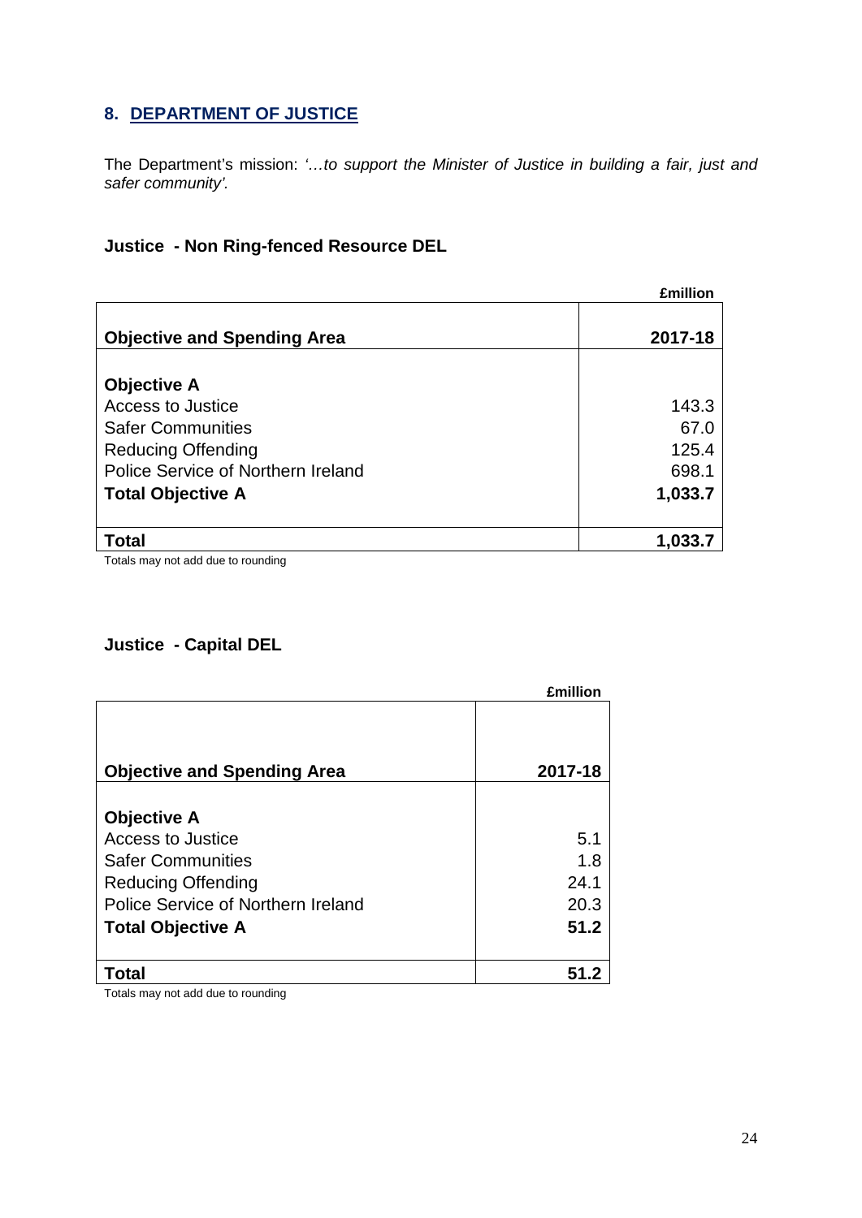## 8. DEPARTMENT OF JUSTICE

The Department's mission: *'…to support the Minister of Justice in building a fair, just and safer community'.*

### Justice - Non Ring-fenced Resource DEL

£million

| Objective and Spending Area | 2017-18 |
|---|---|
| **Objective A** | |
| Access to Justice | 143.3 |
| Safer Communities | 67.0 |
| Reducing Offending | 125.4 |
| Police Service of Northern Ireland | 698.1 |
| **Total Objective A** | **1,033.7** |
| **Total** | **1,033.7** |

Totals may not add due to rounding

### Justice - Capital DEL

£million

| Objective and Spending Area | 2017-18 |
|---|---|
| **Objective A** | |
| Access to Justice | 5.1 |
| Safer Communities | 1.8 |
| Reducing Offending | 24.1 |
| Police Service of Northern Ireland | 20.3 |
| **Total Objective A** | **51.2** |
| **Total** | **51.2** |

Totals may not add due to rounding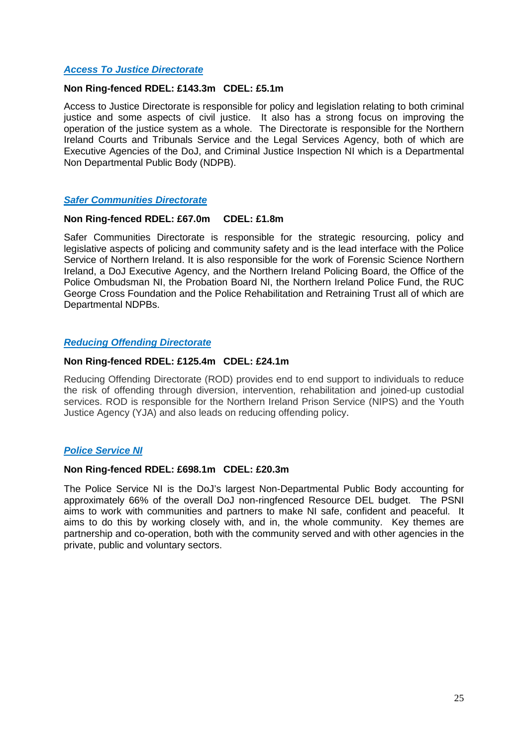### [*Access To Justice Directorate*]

**Non Ring-fenced RDEL: £143.3m   CDEL: £5.1m**

Access to Justice Directorate is responsible for policy and legislation relating to both criminal justice and some aspects of civil justice. It also has a strong focus on improving the operation of the justice system as a whole. The Directorate is responsible for the Northern Ireland Courts and Tribunals Service and the Legal Services Agency, both of which are Executive Agencies of the DoJ, and Criminal Justice Inspection NI which is a Departmental Non Departmental Public Body (NDPB).

### [*Safer Communities Directorate*]

**Non Ring-fenced RDEL: £67.0m   CDEL: £1.8m**

Safer Communities Directorate is responsible for the strategic resourcing, policy and legislative aspects of policing and community safety and is the lead interface with the Police Service of Northern Ireland. It is also responsible for the work of Forensic Science Northern Ireland, a DoJ Executive Agency, and the Northern Ireland Policing Board, the Office of the Police Ombudsman NI, the Probation Board NI, the Northern Ireland Police Fund, the RUC George Cross Foundation and the Police Rehabilitation and Retraining Trust all of which are Departmental NDPBs.

### [*Reducing Offending Directorate*]

**Non Ring-fenced RDEL: £125.4m   CDEL: £24.1m**

Reducing Offending Directorate (ROD) provides end to end support to individuals to reduce the risk of offending through diversion, intervention, rehabilitation and joined-up custodial services. ROD is responsible for the Northern Ireland Prison Service (NIPS) and the Youth Justice Agency (YJA) and also leads on reducing offending policy.

### [*Police Service NI*]

**Non Ring-fenced RDEL: £698.1m   CDEL: £20.3m**

The Police Service NI is the DoJ's largest Non-Departmental Public Body accounting for approximately 66% of the overall DoJ non-ringfenced Resource DEL budget. The PSNI aims to work with communities and partners to make NI safe, confident and peaceful. It aims to do this by working closely with, and in, the whole community. Key themes are partnership and co-operation, both with the community served and with other agencies in the private, public and voluntary sectors.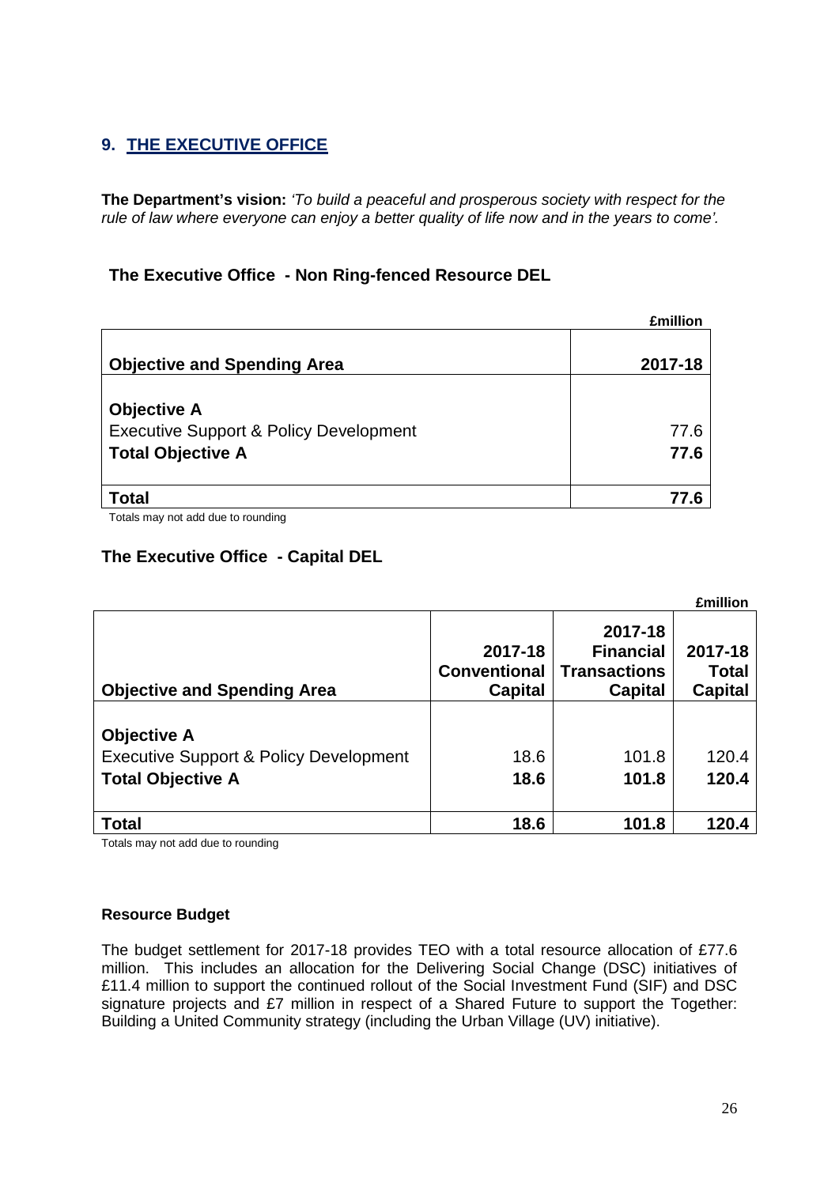## 9. THE EXECUTIVE OFFICE

**The Department's vision:** *'To build a peaceful and prosperous society with respect for the rule of law where everyone can enjoy a better quality of life now and in the years to come'.*

### The Executive Office - Non Ring-fenced Resource DEL

£million

| Objective and Spending Area | 2017-18 |
|---|---|
| **Objective A** | |
| Executive Support & Policy Development | 77.6 |
| **Total Objective A** | **77.6** |
| **Total** | **77.6** |

Totals may not add due to rounding

### The Executive Office - Capital DEL

£million

| Objective and Spending Area | 2017-18 Conventional Capital | 2017-18 Financial Transactions Capital | 2017-18 Total Capital |
|---|---|---|---|
| **Objective A** | | | |
| Executive Support & Policy Development | 18.6 | 101.8 | 120.4 |
| **Total Objective A** | **18.6** | **101.8** | **120.4** |
| **Total** | **18.6** | **101.8** | **120.4** |

Totals may not add due to rounding

**Resource Budget**

The budget settlement for 2017-18 provides TEO with a total resource allocation of £77.6 million. This includes an allocation for the Delivering Social Change (DSC) initiatives of £11.4 million to support the continued rollout of the Social Investment Fund (SIF) and DSC signature projects and £7 million in respect of a Shared Future to support the Together: Building a United Community strategy (including the Urban Village (UV) initiative).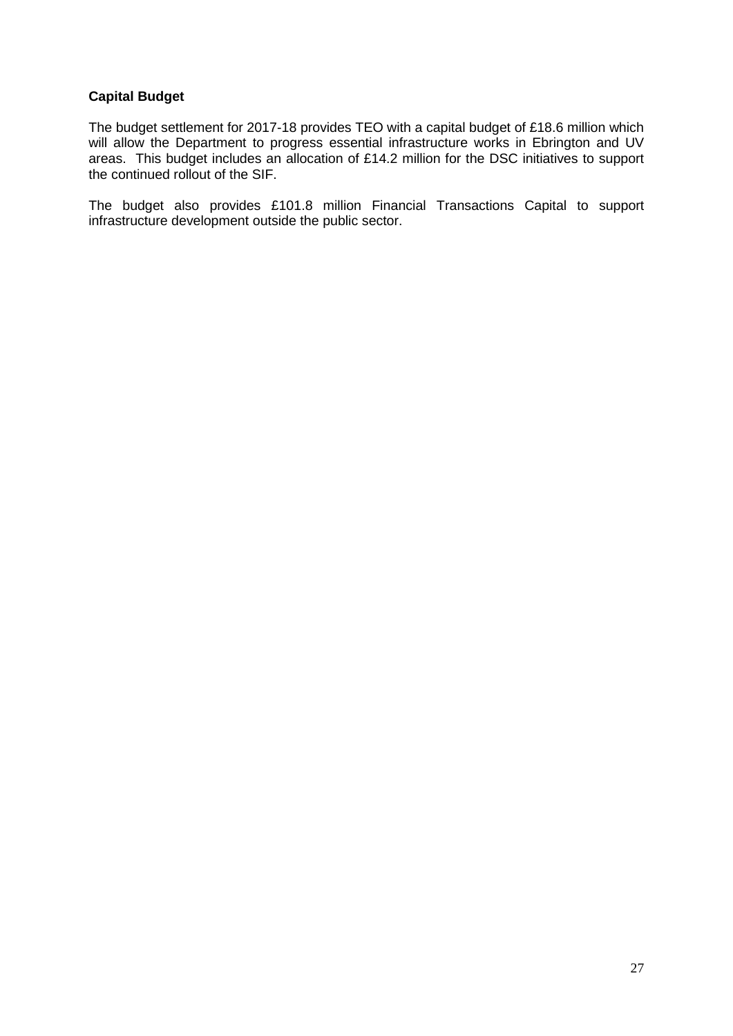**Capital Budget**

The budget settlement for 2017-18 provides TEO with a capital budget of £18.6 million which will allow the Department to progress essential infrastructure works in Ebrington and UV areas. This budget includes an allocation of £14.2 million for the DSC initiatives to support the continued rollout of the SIF.

The budget also provides £101.8 million Financial Transactions Capital to support infrastructure development outside the public sector.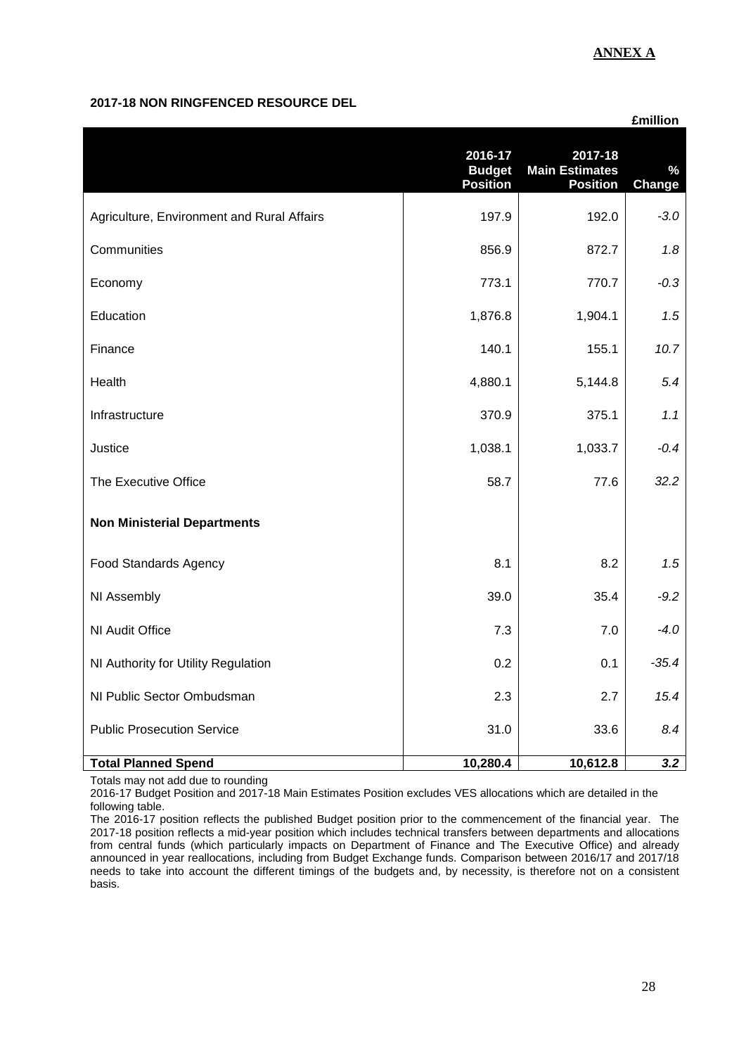**ANNEX A**

**2017-18 NON RINGFENCED RESOURCE DEL**

£million

| | 2016-17 Budget Position | 2017-18 Main Estimates Position | % Change |
|---|---|---|---|
| Agriculture, Environment and Rural Affairs | 197.9 | 192.0 | *-3.0* |
| Communities | 856.9 | 872.7 | *1.8* |
| Economy | 773.1 | 770.7 | *-0.3* |
| Education | 1,876.8 | 1,904.1 | *1.5* |
| Finance | 140.1 | 155.1 | *10.7* |
| Health | 4,880.1 | 5,144.8 | *5.4* |
| Infrastructure | 370.9 | 375.1 | *1.1* |
| Justice | 1,038.1 | 1,033.7 | *-0.4* |
| The Executive Office | 58.7 | 77.6 | *32.2* |
| **Non Ministerial Departments** | | | |
| Food Standards Agency | 8.1 | 8.2 | *1.5* |
| NI Assembly | 39.0 | 35.4 | *-9.2* |
| NI Audit Office | 7.3 | 7.0 | *-4.0* |
| NI Authority for Utility Regulation | 0.2 | 0.1 | *-35.4* |
| NI Public Sector Ombudsman | 2.3 | 2.7 | *15.4* |
| Public Prosecution Service | 31.0 | 33.6 | *8.4* |
| **Total Planned Spend** | **10,280.4** | **10,612.8** | ***3.2*** |

Totals may not add due to rounding

2016-17 Budget Position and 2017-18 Main Estimates Position excludes VES allocations which are detailed in the following table.

The 2016-17 position reflects the published Budget position prior to the commencement of the financial year. The 2017-18 position reflects a mid-year position which includes technical transfers between departments and allocations from central funds (which particularly impacts on Department of Finance and The Executive Office) and already announced in year reallocations, including from Budget Exchange funds. Comparison between 2016/17 and 2017/18 needs to take into account the different timings of the budgets and, by necessity, is therefore not on a consistent basis.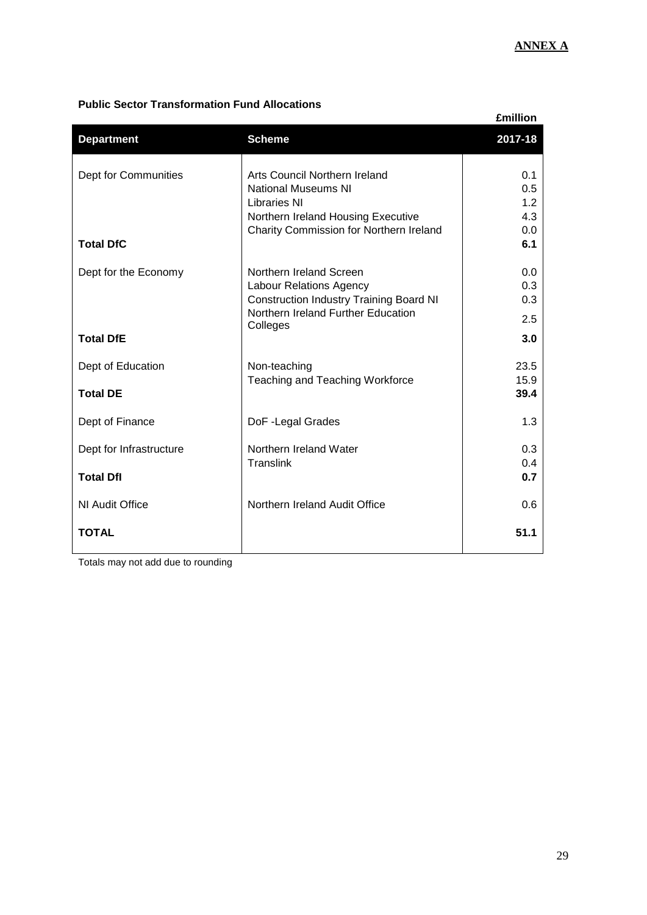**ANNEX A**

**Public Sector Transformation Fund Allocations**

£million

| Department | Scheme | 2017-18 |
|---|---|---|
| Dept for Communities | Arts Council Northern Ireland | 0.1 |
| | National Museums NI | 0.5 |
| | Libraries NI | 1.2 |
| | Northern Ireland Housing Executive | 4.3 |
| | Charity Commission for Northern Ireland | 0.0 |
| **Total DfC** | | **6.1** |
| Dept for the Economy | Northern Ireland Screen | 0.0 |
| | Labour Relations Agency | 0.3 |
| | Construction Industry Training Board NI | 0.3 |
| | Northern Ireland Further Education Colleges | 2.5 |
| **Total DfE** | | **3.0** |
| Dept of Education | Non-teaching | 23.5 |
| | Teaching and Teaching Workforce | 15.9 |
| **Total DE** | | **39.4** |
| Dept of Finance | DoF -Legal Grades | 1.3 |
| Dept for Infrastructure | Northern Ireland Water | 0.3 |
| | Translink | 0.4 |
| **Total DfI** | | **0.7** |
| NI Audit Office | Northern Ireland Audit Office | 0.6 |
| **TOTAL** | | **51.1** |

Totals may not add due to rounding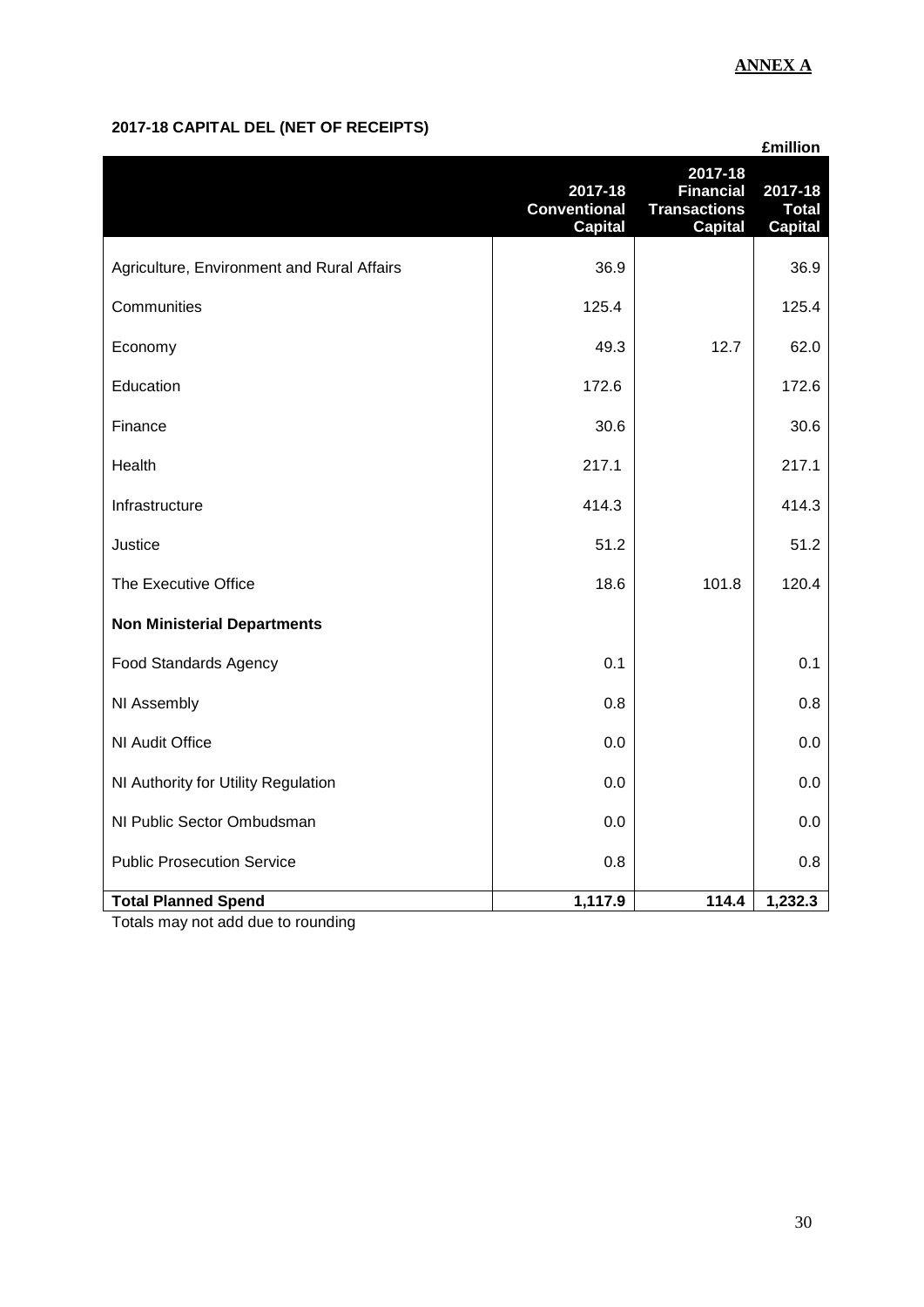**ANNEX A**

**2017-18 CAPITAL DEL (NET OF RECEIPTS)**

£million

| | 2017-18 Conventional Capital | 2017-18 Financial Transactions Capital | 2017-18 Total Capital |
|---|---|---|---|
| Agriculture, Environment and Rural Affairs | 36.9 | | 36.9 |
| Communities | 125.4 | | 125.4 |
| Economy | 49.3 | 12.7 | 62.0 |
| Education | 172.6 | | 172.6 |
| Finance | 30.6 | | 30.6 |
| Health | 217.1 | | 217.1 |
| Infrastructure | 414.3 | | 414.3 |
| Justice | 51.2 | | 51.2 |
| The Executive Office | 18.6 | 101.8 | 120.4 |
| **Non Ministerial Departments** | | | |
| Food Standards Agency | 0.1 | | 0.1 |
| NI Assembly | 0.8 | | 0.8 |
| NI Audit Office | 0.0 | | 0.0 |
| NI Authority for Utility Regulation | 0.0 | | 0.0 |
| NI Public Sector Ombudsman | 0.0 | | 0.0 |
| Public Prosecution Service | 0.8 | | 0.8 |
| **Total Planned Spend** | **1,117.9** | **114.4** | **1,232.3** |

Totals may not add due to rounding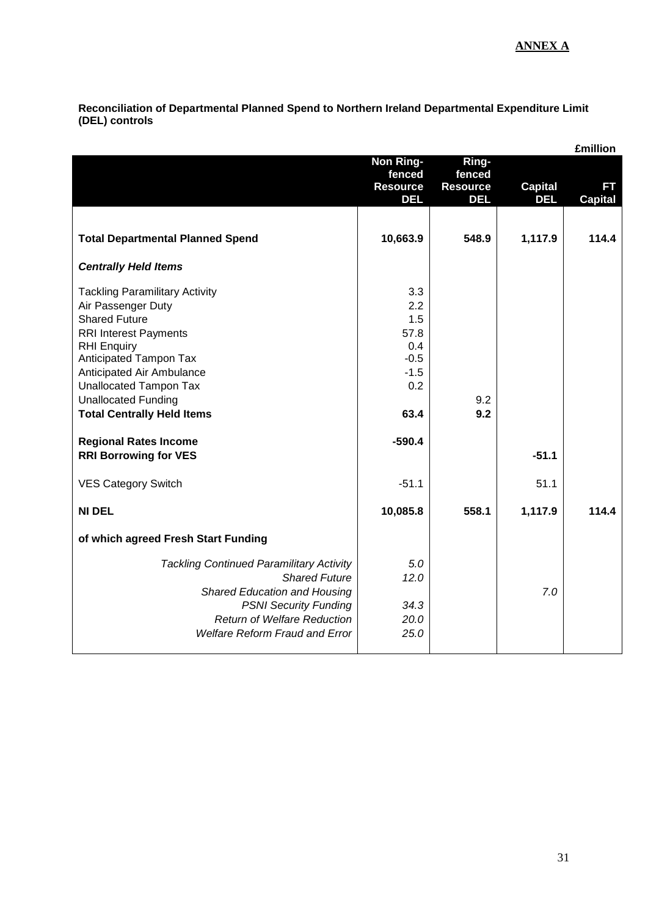**ANNEX A**

**Reconciliation of Departmental Planned Spend to Northern Ireland Departmental Expenditure Limit (DEL) controls**

£million

| | Non Ring-fenced Resource DEL | Ring-fenced Resource DEL | Capital DEL | FT Capital |
|---|---|---|---|---|
| **Total Departmental Planned Spend** | **10,663.9** | **548.9** | **1,117.9** | **114.4** |
| ***Centrally Held Items*** | | | | |
| Tackling Paramilitary Activity | 3.3 | | | |
| Air Passenger Duty | 2.2 | | | |
| Shared Future | 1.5 | | | |
| RRI Interest Payments | 57.8 | | | |
| RHI Enquiry | 0.4 | | | |
| Anticipated Tampon Tax | -0.5 | | | |
| Anticipated Air Ambulance | -1.5 | | | |
| Unallocated Tampon Tax | 0.2 | | | |
| Unallocated Funding | | 9.2 | | |
| **Total Centrally Held Items** | **63.4** | **9.2** | | |
| **Regional Rates Income** | **-590.4** | | | |
| **RRI Borrowing for VES** | | | **-51.1** | |
| VES Category Switch | -51.1 | | 51.1 | |
| **NI DEL** | **10,085.8** | **558.1** | **1,117.9** | **114.4** |
| **of which agreed Fresh Start Funding** | | | | |
| *Tackling Continued Paramility Activity* | *5.0* | | | |
| *Shared Future* | *12.0* | | | |
| *Shared Education and Housing* | | | *7.0* | |
| *PSNI Security Funding* | *34.3* | | | |
| *Return of Welfare Reduction* | *20.0* | | | |
| *Welfare Reform Fraud and Error* | *25.0* | | | |